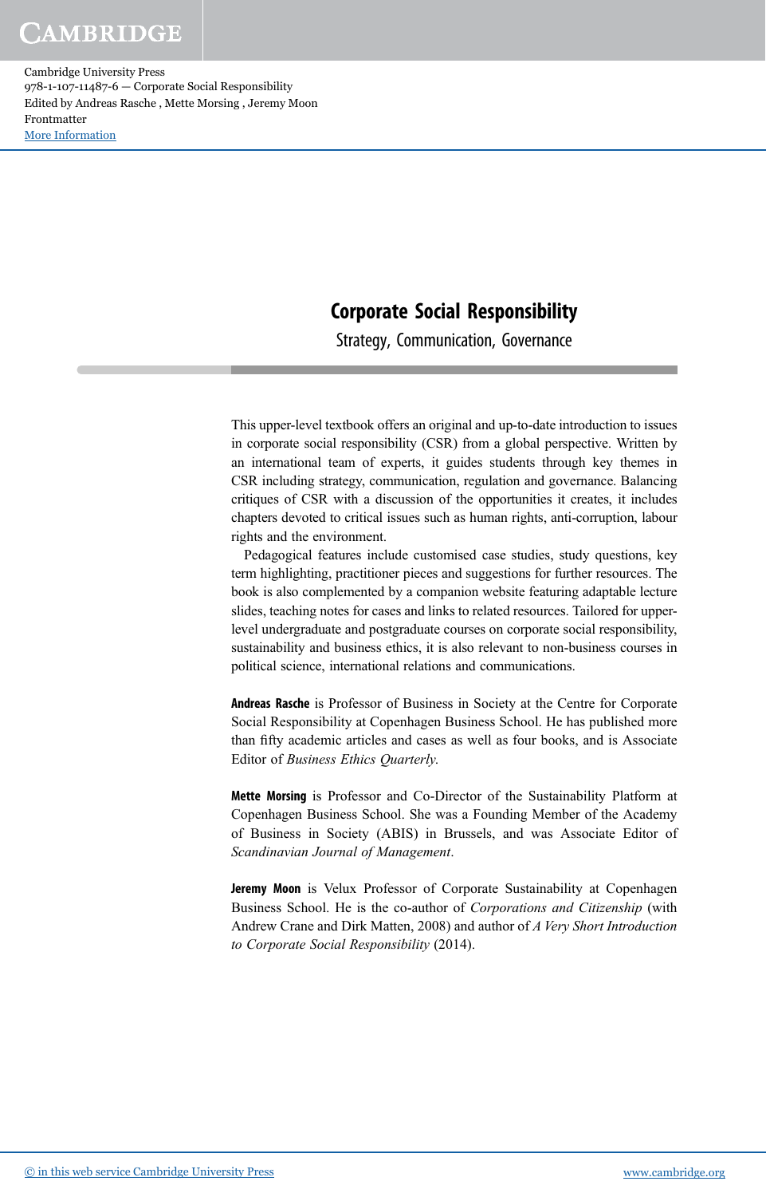# Corporate Social Responsibility

## Strategy, Communication, Governance

This upper-level textbook offers an original and up-to-date introduction to issues in corporate social responsibility (CSR) from a global perspective. Written by an international team of experts, it guides students through key themes in CSR including strategy, communication, regulation and governance. Balancing critiques of CSR with a discussion of the opportunities it creates, it includes chapters devoted to critical issues such as human rights, anti-corruption, labour rights and the environment.

Pedagogical features include customised case studies, study questions, key term highlighting, practitioner pieces and suggestions for further resources. The book is also complemented by a companion website featuring adaptable lecture slides, teaching notes for cases and links to related resources. Tailored for upper-level undergraduate and postgraduate courses on corporate social responsibility, sustainability and business ethics, it is also relevant to non-business courses in political science, international relations and communications.

**Andreas Rasche** is Professor of Business in Society at the Centre for Corporate Social Responsibility at Copenhagen Business School. He has published more than fifty academic articles and cases as well as four books, and is Associate Editor of *Business Ethics Quarterly*.

**Mette Morsing** is Professor and Co-Director of the Sustainability Platform at Copenhagen Business School. She was a Founding Member of the Academy of Business in Society (ABIS) in Brussels, and was Associate Editor of *Scandinavian Journal of Management*.

**Jeremy Moon** is Velux Professor of Corporate Sustainability at Copenhagen Business School. He is the co-author of *Corporations and Citizenship* (with Andrew Crane and Dirk Matten, 2008) and author of *A Very Short Introduction to Corporate Social Responsibility* (2014).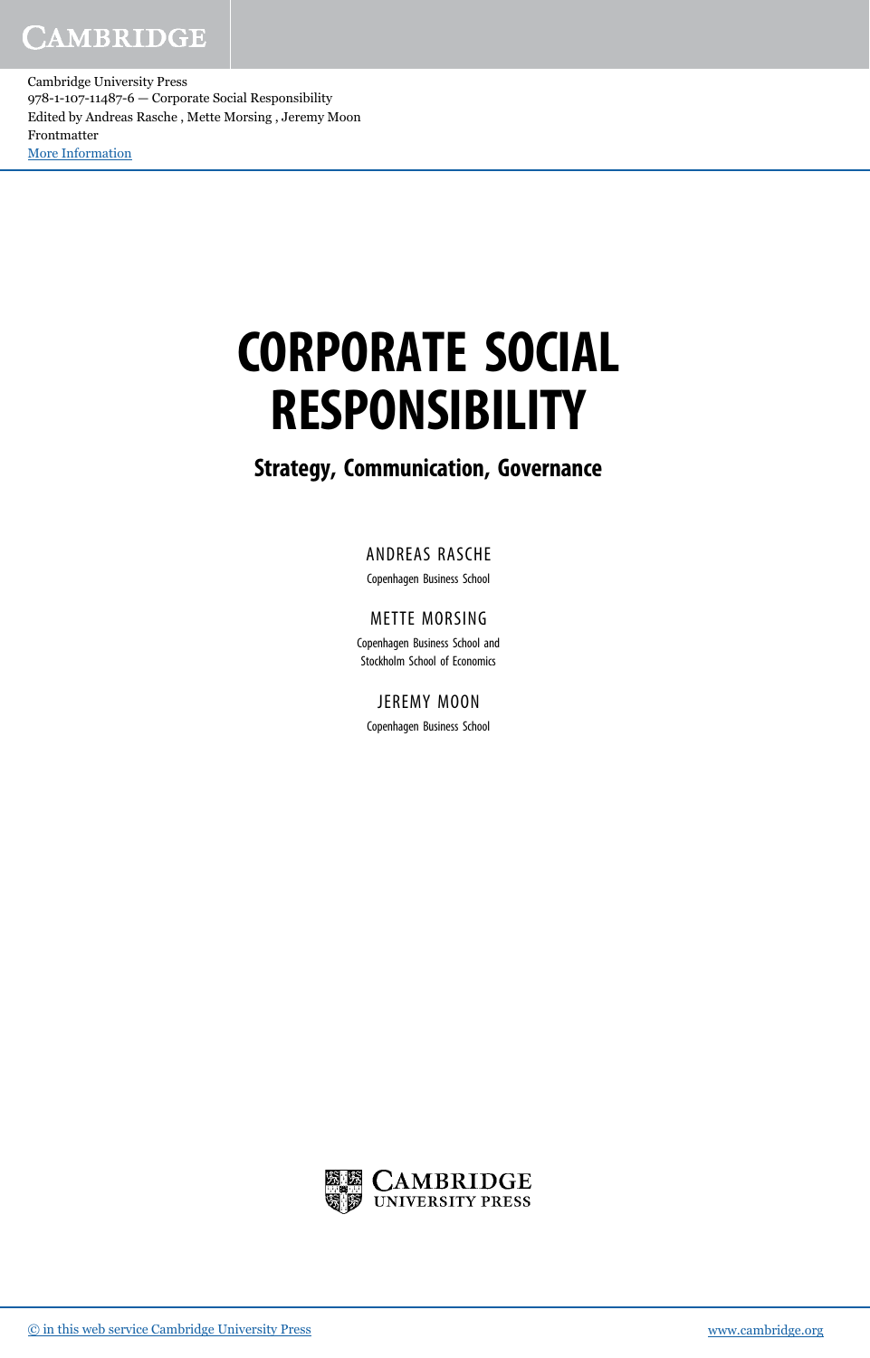# CORPORATE SOCIAL RESPONSIBILITY

## Strategy, Communication, Governance

ANDREAS RASCHE

Copenhagen Business School

METTE MORSING

Copenhagen Business School and Stockholm School of Economics

JEREMY MOON

Copenhagen Business School

CAMBRIDGE UNIVERSITY PRESS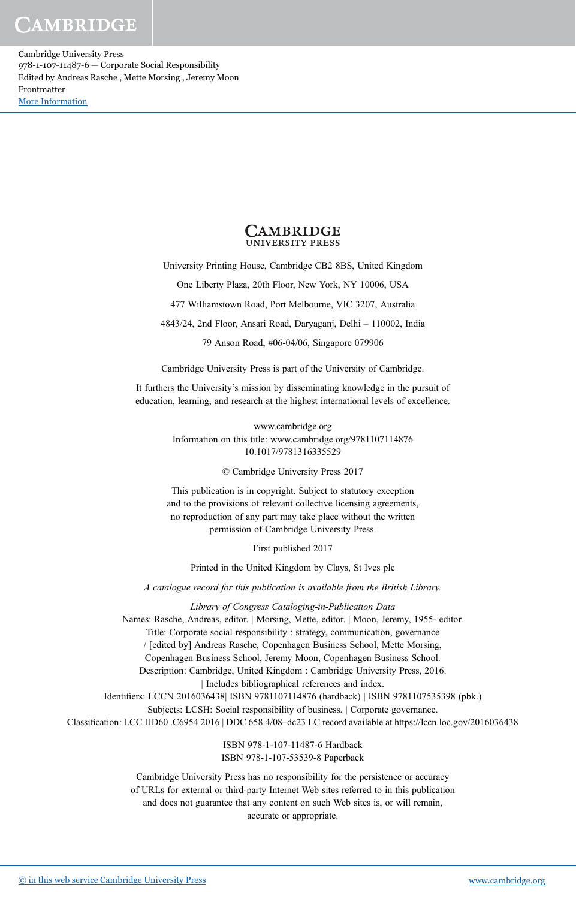CAMBRIDGE
UNIVERSITY PRESS

University Printing House, Cambridge CB2 8BS, United Kingdom

One Liberty Plaza, 20th Floor, New York, NY 10006, USA

477 Williamstown Road, Port Melbourne, VIC 3207, Australia

4843/24, 2nd Floor, Ansari Road, Daryaganj, Delhi – 110002, India

79 Anson Road, #06-04/06, Singapore 079906

Cambridge University Press is part of the University of Cambridge.

It furthers the University's mission by disseminating knowledge in the pursuit of education, learning, and research at the highest international levels of excellence.

www.cambridge.org
Information on this title: www.cambridge.org/9781107114876
10.1017/9781316335529

© Cambridge University Press 2017

This publication is in copyright. Subject to statutory exception and to the provisions of relevant collective licensing agreements, no reproduction of any part may take place without the written permission of Cambridge University Press.

First published 2017

Printed in the United Kingdom by Clays, St Ives plc

*A catalogue record for this publication is available from the British Library.*

*Library of Congress Cataloging-in-Publication Data*
Names: Rasche, Andreas, editor. | Morsing, Mette, editor. | Moon, Jeremy, 1955- editor.
Title: Corporate social responsibility : strategy, communication, governance / [edited by] Andreas Rasche, Copenhagen Business School, Mette Morsing, Copenhagen Business School, Jeremy Moon, Copenhagen Business School.
Description: Cambridge, United Kingdom : Cambridge University Press, 2016.
| Includes bibliographical references and index.
Identifiers: LCCN 2016036438| ISBN 9781107114876 (hardback) | ISBN 9781107535398 (pbk.)
Subjects: LCSH: Social responsibility of business. | Corporate governance.
Classification: LCC HD60 .C6954 2016 | DDC 658.4/08–dc23 LC record available at https://lccn.loc.gov/2016036438

ISBN 978-1-107-11487-6 Hardback
ISBN 978-1-107-53539-8 Paperback

Cambridge University Press has no responsibility for the persistence or accuracy of URLs for external or third-party Internet Web sites referred to in this publication and does not guarantee that any content on such Web sites is, or will remain, accurate or appropriate.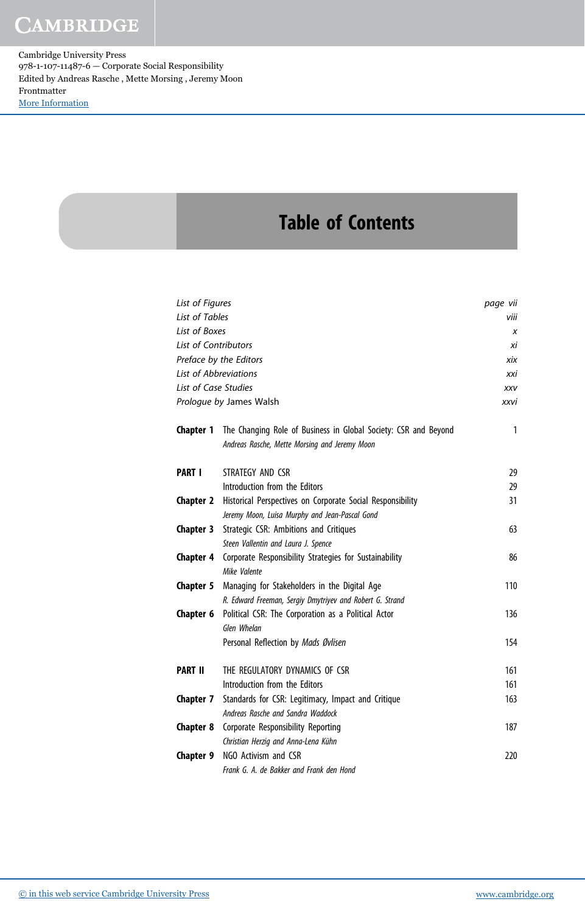# Table of Contents

| | | |
|---|---|---|
| *List of Figures* | | *page vii* |
| *List of Tables* | | *viii* |
| *List of Boxes* | | *x* |
| *List of Contributors* | | *xi* |
| *Preface by the Editors* | | *xix* |
| *List of Abbreviations* | | *xxi* |
| *List of Case Studies* | | *xxv* |
| *Prologue by* James Walsh | | *xxvi* |
| **Chapter 1** | The Changing Role of Business in Global Society: CSR and Beyond<br>*Andreas Rasche, Mette Morsing and Jeremy Moon* | 1 |
| **PART I** | STRATEGY AND CSR | 29 |
| | Introduction from the Editors | 29 |
| **Chapter 2** | Historical Perspectives on Corporate Social Responsibility<br>*Jeremy Moon, Luisa Murphy and Jean-Pascal Gond* | 31 |
| **Chapter 3** | Strategic CSR: Ambitions and Critiques<br>*Steen Vallentin and Laura J. Spence* | 63 |
| **Chapter 4** | Corporate Responsibility Strategies for Sustainability<br>*Mike Valente* | 86 |
| **Chapter 5** | Managing for Stakeholders in the Digital Age<br>*R. Edward Freeman, Sergiy Dmytriyev and Robert G. Strand* | 110 |
| **Chapter 6** | Political CSR: The Corporation as a Political Actor<br>*Glen Whelan* | 136 |
| | Personal Reflection by *Mads Øvlisen* | 154 |
| **PART II** | THE REGULATORY DYNAMICS OF CSR | 161 |
| | Introduction from the Editors | 161 |
| **Chapter 7** | Standards for CSR: Legitimacy, Impact and Critique<br>*Andreas Rasche and Sandra Waddock* | 163 |
| **Chapter 8** | Corporate Responsibility Reporting<br>*Christian Herzig and Anna-Lena Kühn* | 187 |
| **Chapter 9** | NGO Activism and CSR<br>*Frank G. A. de Bakker and Frank den Hond* | 220 |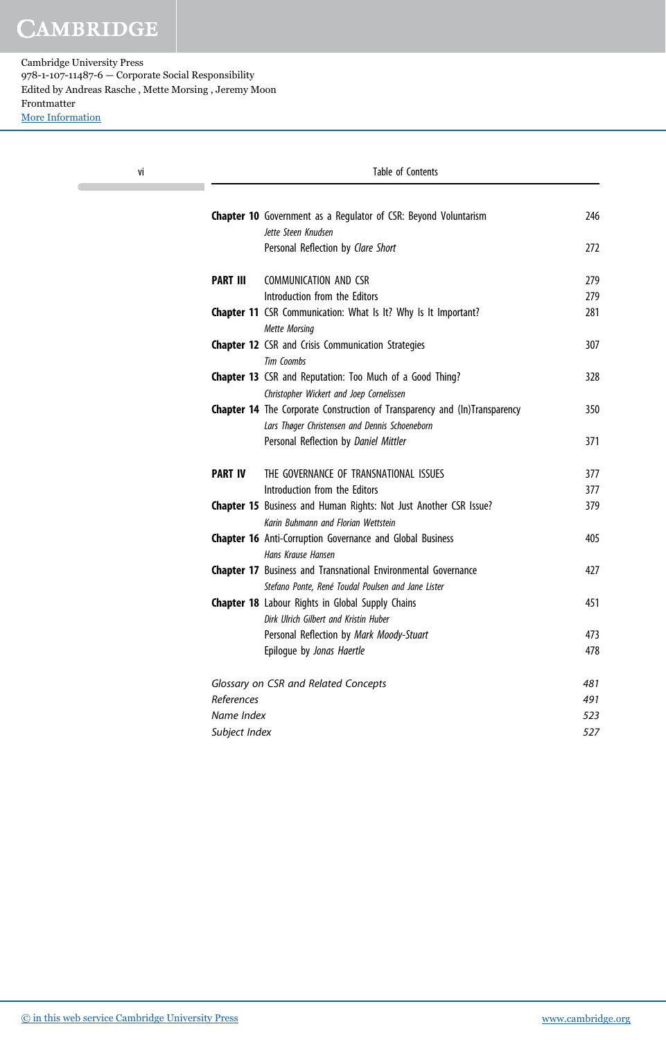Cambridge University Press
978-1-107-11487-6 — Corporate Social Responsibility
Edited by Andreas Rasche , Mette Morsing , Jeremy Moon
Frontmatter
More Information

| | | |
|---|---|---|
| **Chapter 10** | Government as a Regulator of CSR: Beyond Voluntarism<br>*Jette Steen Knudsen* | 246 |
| | Personal Reflection by *Clare Short* | 272 |
| **PART III** | COMMUNICATION AND CSR | 279 |
| | Introduction from the Editors | 279 |
| **Chapter 11** | CSR Communication: What Is It? Why Is It Important?<br>*Mette Morsing* | 281 |
| **Chapter 12** | CSR and Crisis Communication Strategies<br>*Tim Coombs* | 307 |
| **Chapter 13** | CSR and Reputation: Too Much of a Good Thing?<br>*Christopher Wickert and Joep Cornelissen* | 328 |
| **Chapter 14** | The Corporate Construction of Transparency and (In)Transparency<br>*Lars Thøger Christensen and Dennis Schoeneborn* | 350 |
| | Personal Reflection by *Daniel Mittler* | 371 |
| **PART IV** | THE GOVERNANCE OF TRANSNATIONAL ISSUES | 377 |
| | Introduction from the Editors | 377 |
| **Chapter 15** | Business and Human Rights: Not Just Another CSR Issue?<br>*Karin Buhmann and Florian Wettstein* | 379 |
| **Chapter 16** | Anti-Corruption Governance and Global Business<br>*Hans Krause Hansen* | 405 |
| **Chapter 17** | Business and Transnational Environmental Governance<br>*Stefano Ponte, René Toudal Poulsen and Jane Lister* | 427 |
| **Chapter 18** | Labour Rights in Global Supply Chains<br>*Dirk Ulrich Gilbert and Kristin Huber* | 451 |
| | Personal Reflection by *Mark Moody-Stuart* | 473 |
| | Epilogue by *Jonas Haertle* | 478 |

| | |
|---|---|
| *Glossary on CSR and Related Concepts* | *481* |
| *References* | *491* |
| *Name Index* | *523* |
| *Subject Index* | *527* |

© in this web service Cambridge University Press www.cambridge.org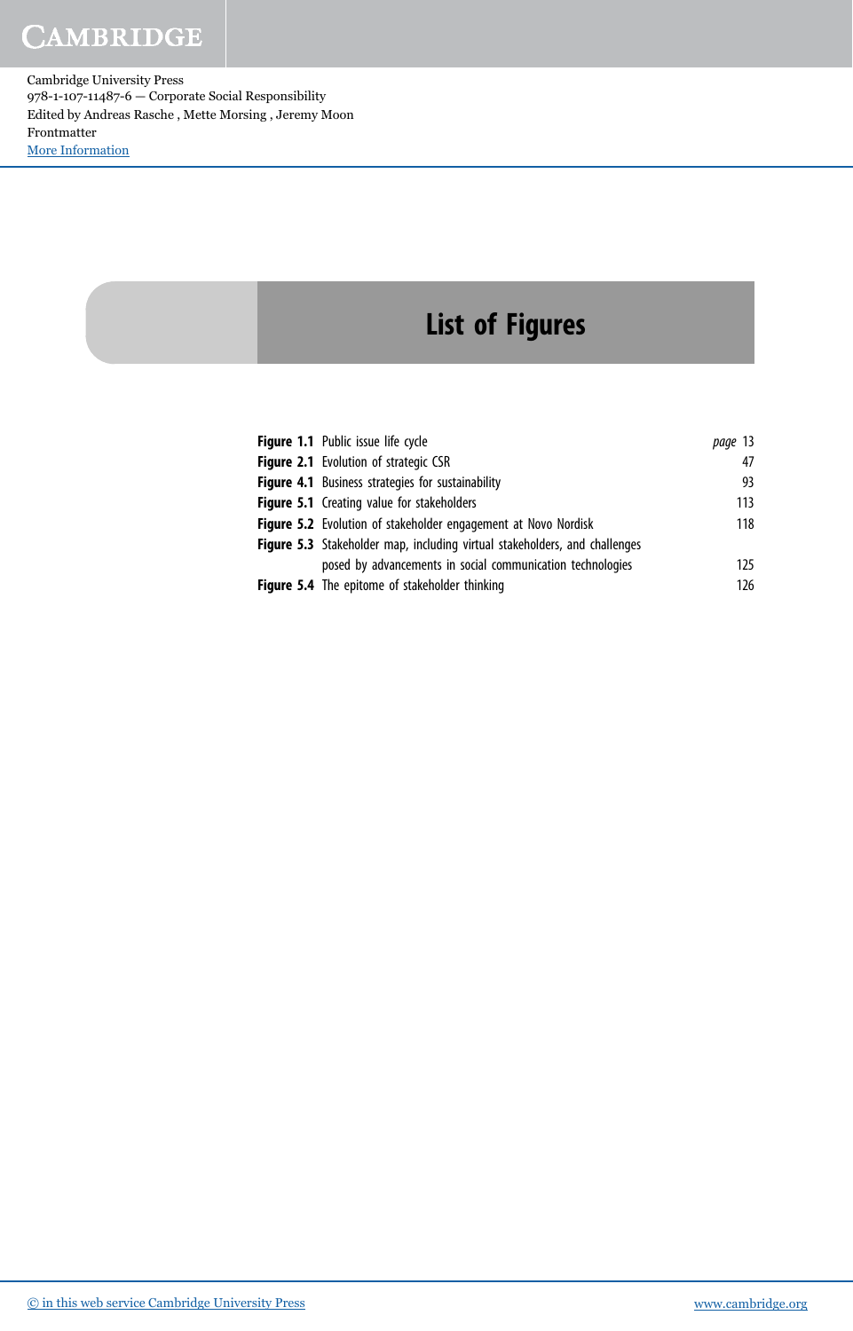# List of Figures

| | | |
|---|---|---|
| **Figure 1.1** | Public issue life cycle | *page* 13 |
| **Figure 2.1** | Evolution of strategic CSR | 47 |
| **Figure 4.1** | Business strategies for sustainability | 93 |
| **Figure 5.1** | Creating value for stakeholders | 113 |
| **Figure 5.2** | Evolution of stakeholder engagement at Novo Nordisk | 118 |
| **Figure 5.3** | Stakeholder map, including virtual stakeholders, and challenges posed by advancements in social communication technologies | 125 |
| **Figure 5.4** | The epitome of stakeholder thinking | 126 |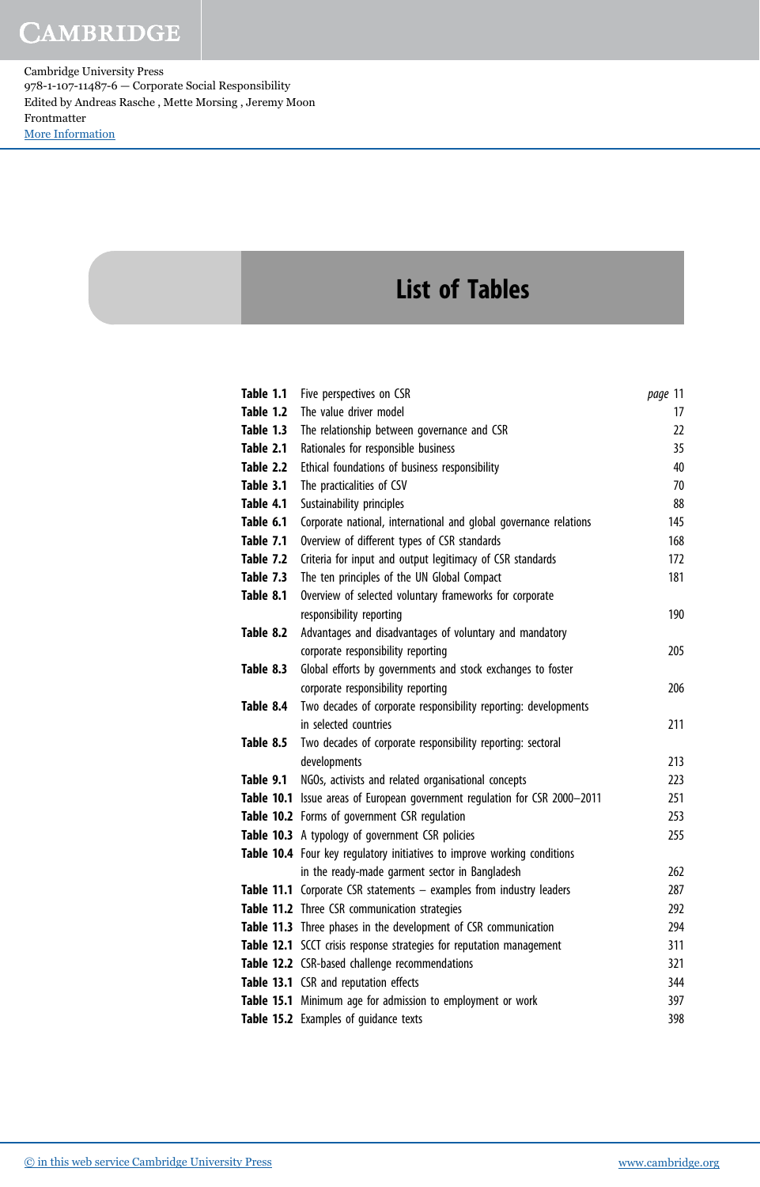# List of Tables

| | | |
|---|---|---|
| **Table 1.1** | Five perspectives on CSR | *page* 11 |
| **Table 1.2** | The value driver model | 17 |
| **Table 1.3** | The relationship between governance and CSR | 22 |
| **Table 2.1** | Rationales for responsible business | 35 |
| **Table 2.2** | Ethical foundations of business responsibility | 40 |
| **Table 3.1** | The practicalities of CSV | 70 |
| **Table 4.1** | Sustainability principles | 88 |
| **Table 6.1** | Corporate national, international and global governance relations | 145 |
| **Table 7.1** | Overview of different types of CSR standards | 168 |
| **Table 7.2** | Criteria for input and output legitimacy of CSR standards | 172 |
| **Table 7.3** | The ten principles of the UN Global Compact | 181 |
| **Table 8.1** | Overview of selected voluntary frameworks for corporate responsibility reporting | 190 |
| **Table 8.2** | Advantages and disadvantages of voluntary and mandatory corporate responsibility reporting | 205 |
| **Table 8.3** | Global efforts by governments and stock exchanges to foster corporate responsibility reporting | 206 |
| **Table 8.4** | Two decades of corporate responsibility reporting: developments in selected countries | 211 |
| **Table 8.5** | Two decades of corporate responsibility reporting: sectoral developments | 213 |
| **Table 9.1** | NGOs, activists and related organisational concepts | 223 |
| **Table 10.1** | Issue areas of European government regulation for CSR 2000–2011 | 251 |
| **Table 10.2** | Forms of government CSR regulation | 253 |
| **Table 10.3** | A typology of government CSR policies | 255 |
| **Table 10.4** | Four key regulatory initiatives to improve working conditions in the ready-made garment sector in Bangladesh | 262 |
| **Table 11.1** | Corporate CSR statements – examples from industry leaders | 287 |
| **Table 11.2** | Three CSR communication strategies | 292 |
| **Table 11.3** | Three phases in the development of CSR communication | 294 |
| **Table 12.1** | SCCT crisis response strategies for reputation management | 311 |
| **Table 12.2** | CSR-based challenge recommendations | 321 |
| **Table 13.1** | CSR and reputation effects | 344 |
| **Table 15.1** | Minimum age for admission to employment or work | 397 |
| **Table 15.2** | Examples of guidance texts | 398 |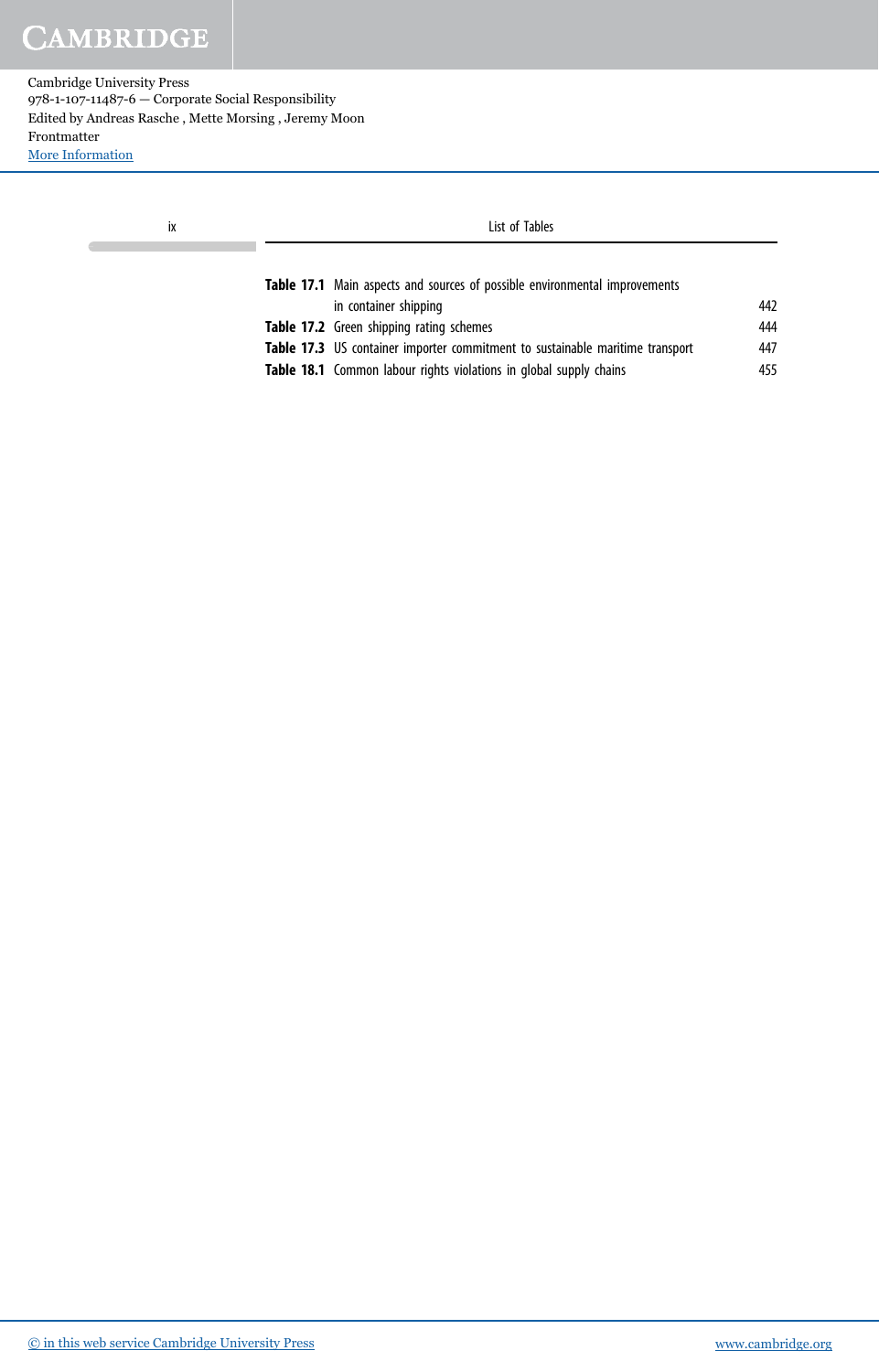| | | |
|---|---|---|
| **Table 17.1** | Main aspects and sources of possible environmental improvements in container shipping | 442 |
| **Table 17.2** | Green shipping rating schemes | 444 |
| **Table 17.3** | US container importer commitment to sustainable maritime transport | 447 |
| **Table 18.1** | Common labour rights violations in global supply chains | 455 |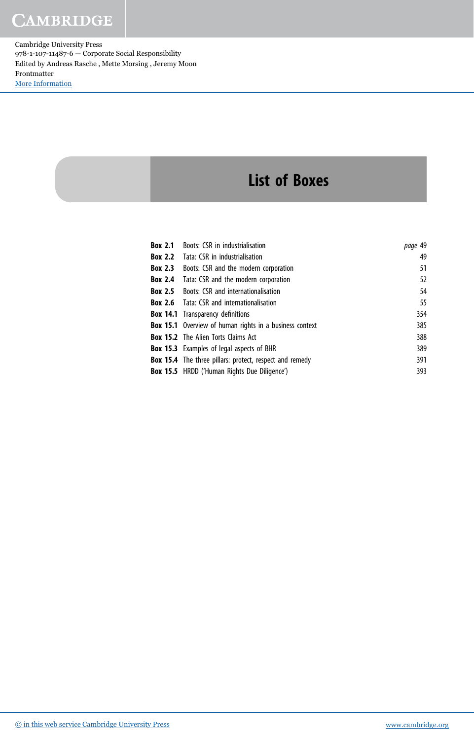# List of Boxes

| | | |
|---|---|---|
| **Box 2.1** | Boots: CSR in industrialisation | *page* 49 |
| **Box 2.2** | Tata: CSR in industrialisation | 49 |
| **Box 2.3** | Boots: CSR and the modern corporation | 51 |
| **Box 2.4** | Tata: CSR and the modern corporation | 52 |
| **Box 2.5** | Boots: CSR and internationalisation | 54 |
| **Box 2.6** | Tata: CSR and internationalisation | 55 |
| **Box 14.1** | Transparency definitions | 354 |
| **Box 15.1** | Overview of human rights in a business context | 385 |
| **Box 15.2** | The Alien Torts Claims Act | 388 |
| **Box 15.3** | Examples of legal aspects of BHR | 389 |
| **Box 15.4** | The three pillars: protect, respect and remedy | 391 |
| **Box 15.5** | HRDD ('Human Rights Due Diligence') | 393 |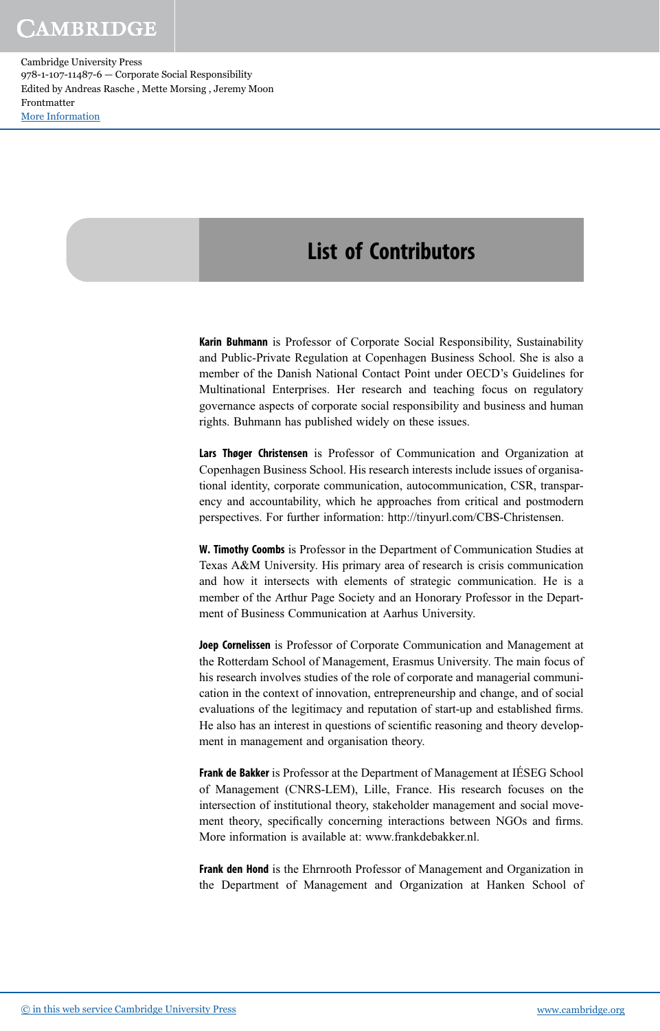# List of Contributors

**Karin Buhmann** is Professor of Corporate Social Responsibility, Sustainability and Public-Private Regulation at Copenhagen Business School. She is also a member of the Danish National Contact Point under OECD's Guidelines for Multinational Enterprises. Her research and teaching focus on regulatory governance aspects of corporate social responsibility and business and human rights. Buhmann has published widely on these issues.

**Lars Thøger Christensen** is Professor of Communication and Organization at Copenhagen Business School. His research interests include issues of organisational identity, corporate communication, autocommunication, CSR, transparency and accountability, which he approaches from critical and postmodern perspectives. For further information: http://tinyurl.com/CBS-Christensen.

**W. Timothy Coombs** is Professor in the Department of Communication Studies at Texas A&M University. His primary area of research is crisis communication and how it intersects with elements of strategic communication. He is a member of the Arthur Page Society and an Honorary Professor in the Department of Business Communication at Aarhus University.

**Joep Cornelissen** is Professor of Corporate Communication and Management at the Rotterdam School of Management, Erasmus University. The main focus of his research involves studies of the role of corporate and managerial communication in the context of innovation, entrepreneurship and change, and of social evaluations of the legitimacy and reputation of start-up and established firms. He also has an interest in questions of scientific reasoning and theory development in management and organisation theory.

**Frank de Bakker** is Professor at the Department of Management at IÉSEG School of Management (CNRS-LEM), Lille, France. His research focuses on the intersection of institutional theory, stakeholder management and social movement theory, specifically concerning interactions between NGOs and firms. More information is available at: www.frankdebakker.nl.

**Frank den Hond** is the Ehrnrooth Professor of Management and Organization in the Department of Management and Organization at Hanken School of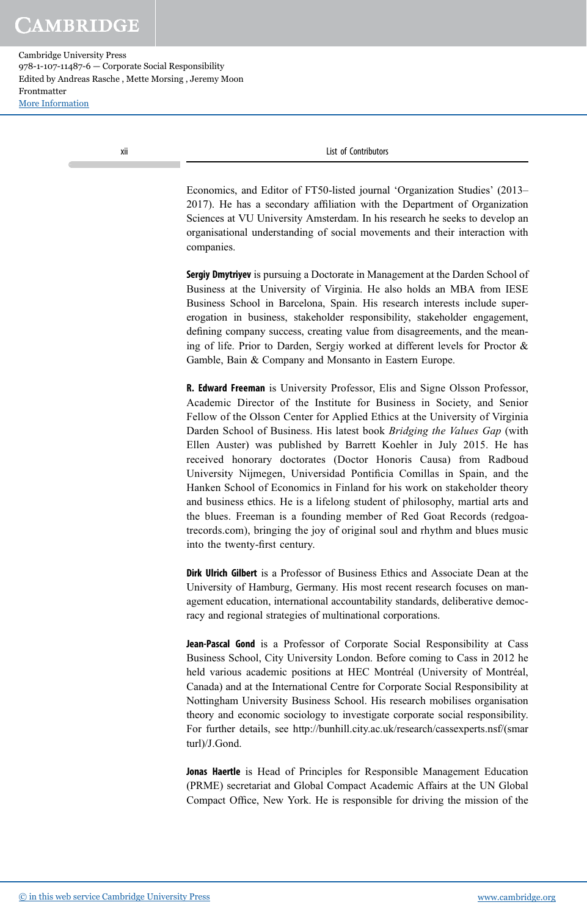Economics, and Editor of FT50-listed journal 'Organization Studies' (2013–2017). He has a secondary affiliation with the Department of Organization Sciences at VU University Amsterdam. In his research he seeks to develop an organisational understanding of social movements and their interaction with companies.

**Sergiy Dmytriyev** is pursuing a Doctorate in Management at the Darden School of Business at the University of Virginia. He also holds an MBA from IESE Business School in Barcelona, Spain. His research interests include supererogation in business, stakeholder responsibility, stakeholder engagement, defining company success, creating value from disagreements, and the meaning of life. Prior to Darden, Sergiy worked at different levels for Proctor & Gamble, Bain & Company and Monsanto in Eastern Europe.

**R. Edward Freeman** is University Professor, Elis and Signe Olsson Professor, Academic Director of the Institute for Business in Society, and Senior Fellow of the Olsson Center for Applied Ethics at the University of Virginia Darden School of Business. His latest book *Bridging the Values Gap* (with Ellen Auster) was published by Barrett Koehler in July 2015. He has received honorary doctorates (Doctor Honoris Causa) from Radboud University Nijmegen, Universidad Pontificia Comillas in Spain, and the Hanken School of Economics in Finland for his work on stakeholder theory and business ethics. He is a lifelong student of philosophy, martial arts and the blues. Freeman is a founding member of Red Goat Records (redgoatrecords.com), bringing the joy of original soul and rhythm and blues music into the twenty-first century.

**Dirk Ulrich Gilbert** is a Professor of Business Ethics and Associate Dean at the University of Hamburg, Germany. His most recent research focuses on management education, international accountability standards, deliberative democracy and regional strategies of multinational corporations.

**Jean-Pascal Gond** is a Professor of Corporate Social Responsibility at Cass Business School, City University London. Before coming to Cass in 2012 he held various academic positions at HEC Montréal (University of Montréal, Canada) and at the International Centre for Corporate Social Responsibility at Nottingham University Business School. His research mobilises organisation theory and economic sociology to investigate corporate social responsibility. For further details, see http://bunhill.city.ac.uk/research/cassexperts.nsf/(smarturl)/J.Gond.

**Jonas Haertle** is Head of Principles for Responsible Management Education (PRME) secretariat and Global Compact Academic Affairs at the UN Global Compact Office, New York. He is responsible for driving the mission of the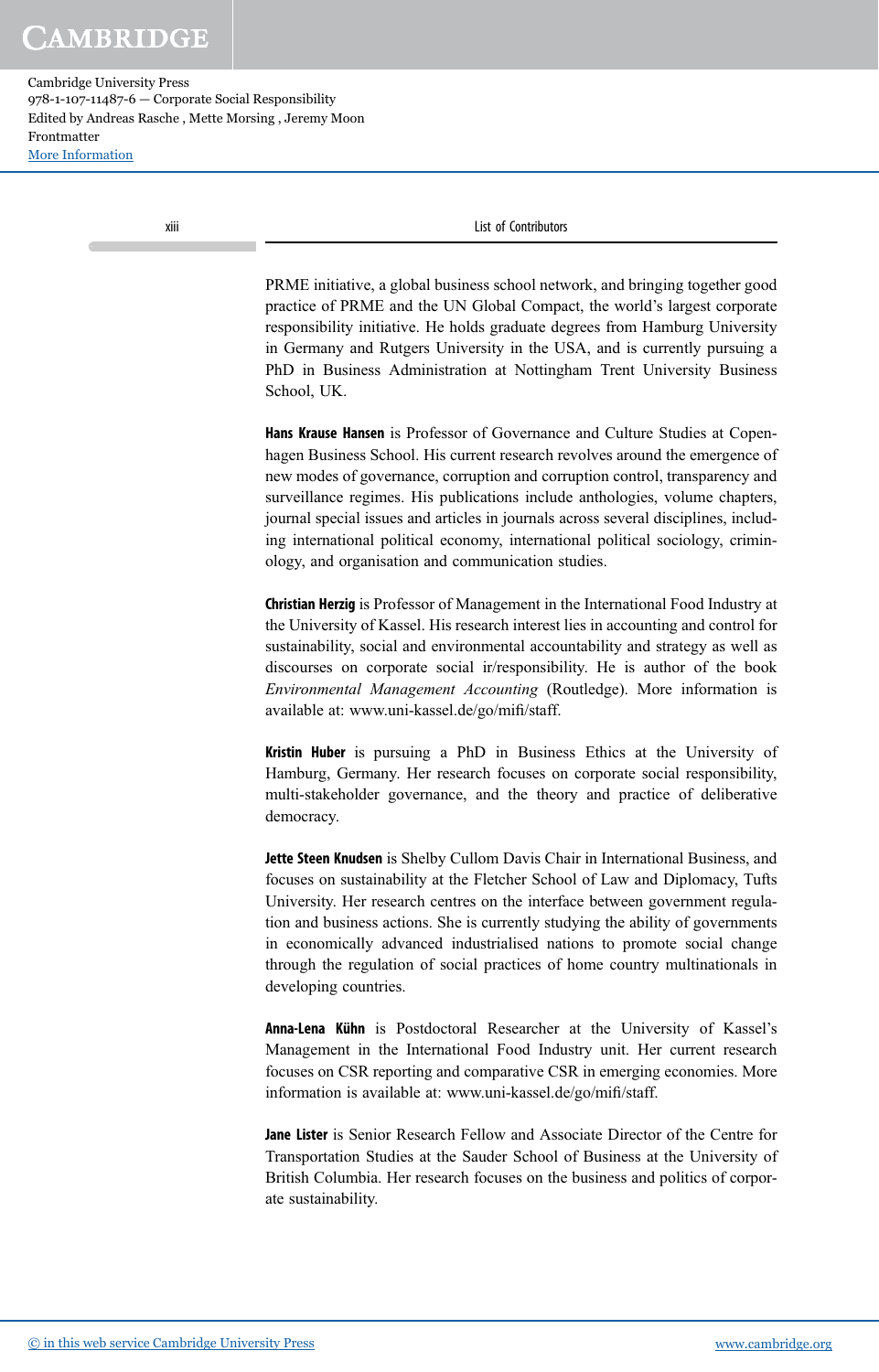PRME initiative, a global business school network, and bringing together good practice of PRME and the UN Global Compact, the world's largest corporate responsibility initiative. He holds graduate degrees from Hamburg University in Germany and Rutgers University in the USA, and is currently pursuing a PhD in Business Administration at Nottingham Trent University Business School, UK.

**Hans Krause Hansen** is Professor of Governance and Culture Studies at Copenhagen Business School. His current research revolves around the emergence of new modes of governance, corruption and corruption control, transparency and surveillance regimes. His publications include anthologies, volume chapters, journal special issues and articles in journals across several disciplines, including international political economy, international political sociology, criminology, and organisation and communication studies.

**Christian Herzig** is Professor of Management in the International Food Industry at the University of Kassel. His research interest lies in accounting and control for sustainability, social and environmental accountability and strategy as well as discourses on corporate social ir/responsibility. He is author of the book *Environmental Management Accounting* (Routledge). More information is available at: www.uni-kassel.de/go/mifi/staff.

**Kristin Huber** is pursuing a PhD in Business Ethics at the University of Hamburg, Germany. Her research focuses on corporate social responsibility, multi-stakeholder governance, and the theory and practice of deliberative democracy.

**Jette Steen Knudsen** is Shelby Cullom Davis Chair in International Business, and focuses on sustainability at the Fletcher School of Law and Diplomacy, Tufts University. Her research centres on the interface between government regulation and business actions. She is currently studying the ability of governments in economically advanced industrialised nations to promote social change through the regulation of social practices of home country multinationals in developing countries.

**Anna-Lena Kühn** is Postdoctoral Researcher at the University of Kassel's Management in the International Food Industry unit. Her current research focuses on CSR reporting and comparative CSR in emerging economies. More information is available at: www.uni-kassel.de/go/mifi/staff.

**Jane Lister** is Senior Research Fellow and Associate Director of the Centre for Transportation Studies at the Sauder School of Business at the University of British Columbia. Her research focuses on the business and politics of corporate sustainability.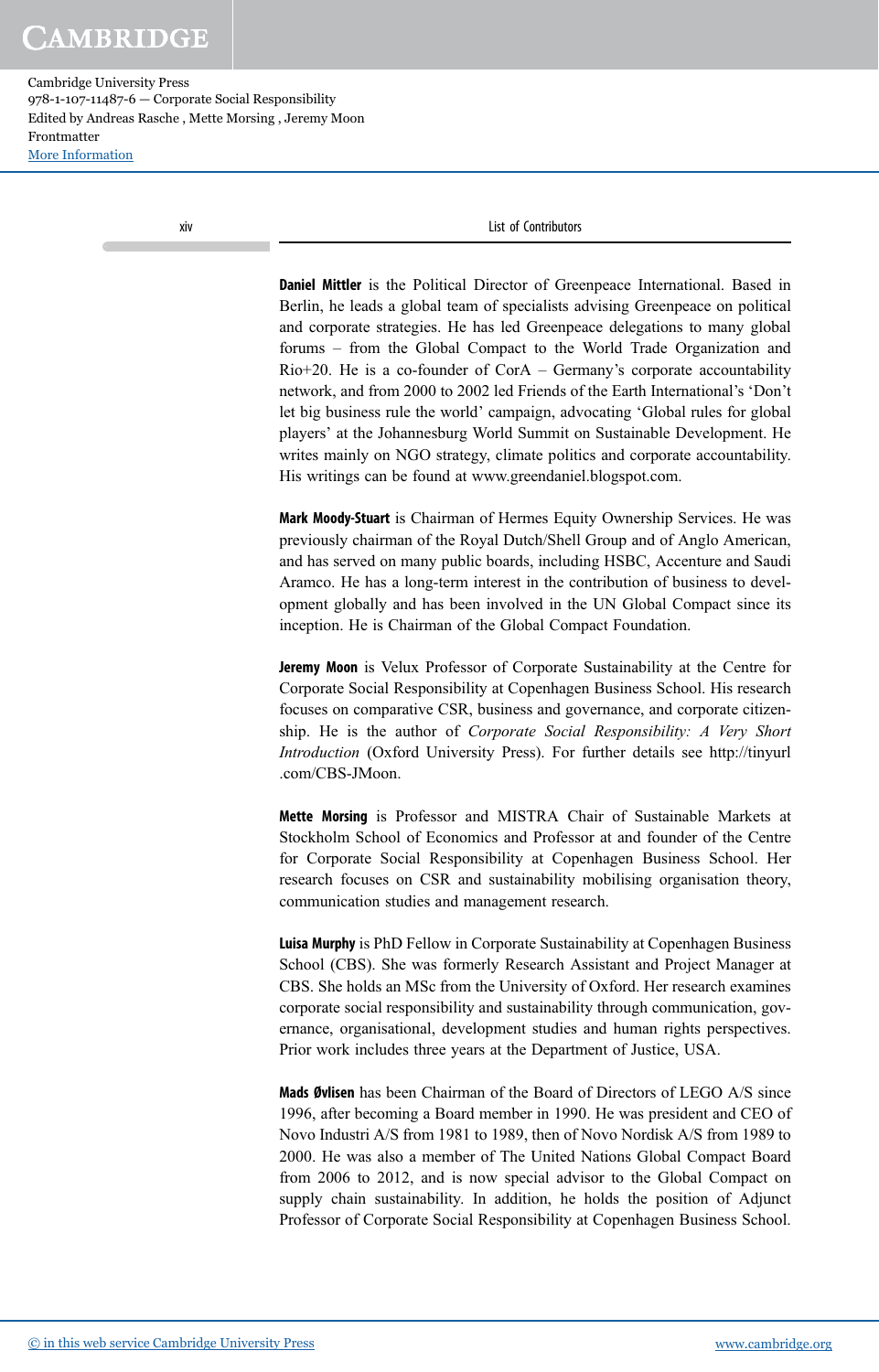**Daniel Mittler** is the Political Director of Greenpeace International. Based in Berlin, he leads a global team of specialists advising Greenpeace on political and corporate strategies. He has led Greenpeace delegations to many global forums – from the Global Compact to the World Trade Organization and Rio+20. He is a co-founder of CorA – Germany's corporate accountability network, and from 2000 to 2002 led Friends of the Earth International's 'Don't let big business rule the world' campaign, advocating 'Global rules for global players' at the Johannesburg World Summit on Sustainable Development. He writes mainly on NGO strategy, climate politics and corporate accountability. His writings can be found at www.greendaniel.blogspot.com.

**Mark Moody-Stuart** is Chairman of Hermes Equity Ownership Services. He was previously chairman of the Royal Dutch/Shell Group and of Anglo American, and has served on many public boards, including HSBC, Accenture and Saudi Aramco. He has a long-term interest in the contribution of business to development globally and has been involved in the UN Global Compact since its inception. He is Chairman of the Global Compact Foundation.

**Jeremy Moon** is Velux Professor of Corporate Sustainability at the Centre for Corporate Social Responsibility at Copenhagen Business School. His research focuses on comparative CSR, business and governance, and corporate citizenship. He is the author of *Corporate Social Responsibility: A Very Short Introduction* (Oxford University Press). For further details see http://tinyurl.com/CBS-JMoon.

**Mette Morsing** is Professor and MISTRA Chair of Sustainable Markets at Stockholm School of Economics and Professor at and founder of the Centre for Corporate Social Responsibility at Copenhagen Business School. Her research focuses on CSR and sustainability mobilising organisation theory, communication studies and management research.

**Luisa Murphy** is PhD Fellow in Corporate Sustainability at Copenhagen Business School (CBS). She was formerly Research Assistant and Project Manager at CBS. She holds an MSc from the University of Oxford. Her research examines corporate social responsibility and sustainability through communication, governance, organisational, development studies and human rights perspectives. Prior work includes three years at the Department of Justice, USA.

**Mads Øvlisen** has been Chairman of the Board of Directors of LEGO A/S since 1996, after becoming a Board member in 1990. He was president and CEO of Novo Industri A/S from 1981 to 1989, then of Novo Nordisk A/S from 1989 to 2000. He was also a member of The United Nations Global Compact Board from 2006 to 2012, and is now special advisor to the Global Compact on supply chain sustainability. In addition, he holds the position of Adjunct Professor of Corporate Social Responsibility at Copenhagen Business School.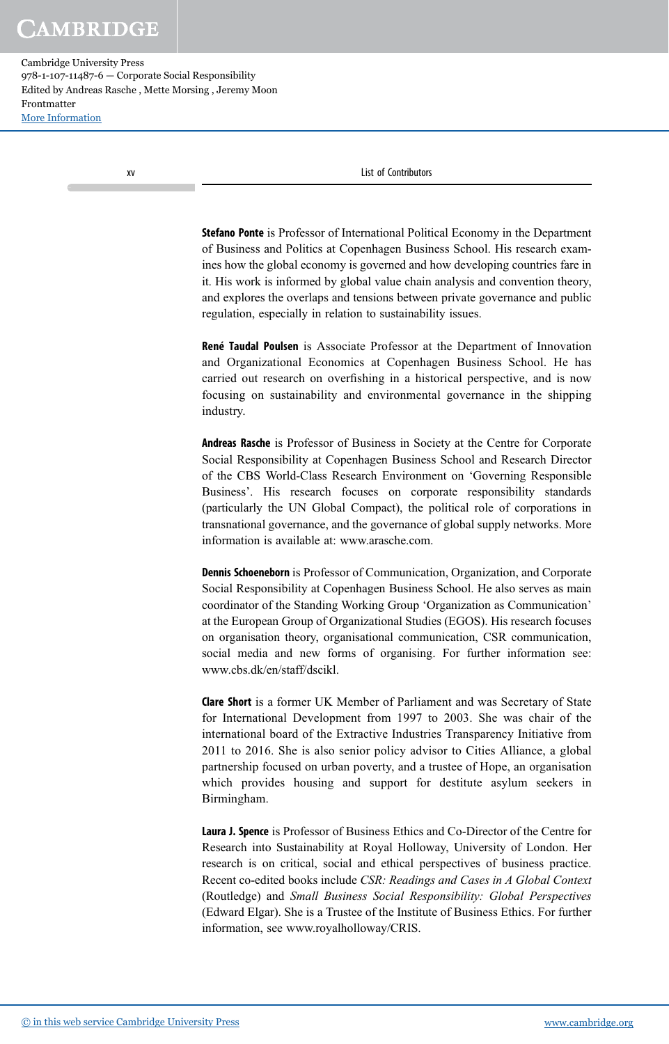**Stefano Ponte** is Professor of International Political Economy in the Department of Business and Politics at Copenhagen Business School. His research examines how the global economy is governed and how developing countries fare in it. His work is informed by global value chain analysis and convention theory, and explores the overlaps and tensions between private governance and public regulation, especially in relation to sustainability issues.

**René Taudal Poulsen** is Associate Professor at the Department of Innovation and Organizational Economics at Copenhagen Business School. He has carried out research on overfishing in a historical perspective, and is now focusing on sustainability and environmental governance in the shipping industry.

**Andreas Rasche** is Professor of Business in Society at the Centre for Corporate Social Responsibility at Copenhagen Business School and Research Director of the CBS World-Class Research Environment on 'Governing Responsible Business'. His research focuses on corporate responsibility standards (particularly the UN Global Compact), the political role of corporations in transnational governance, and the governance of global supply networks. More information is available at: www.arasche.com.

**Dennis Schoeneborn** is Professor of Communication, Organization, and Corporate Social Responsibility at Copenhagen Business School. He also serves as main coordinator of the Standing Working Group 'Organization as Communication' at the European Group of Organizational Studies (EGOS). His research focuses on organisation theory, organisational communication, CSR communication, social media and new forms of organising. For further information see: www.cbs.dk/en/staff/dscikl.

**Clare Short** is a former UK Member of Parliament and was Secretary of State for International Development from 1997 to 2003. She was chair of the international board of the Extractive Industries Transparency Initiative from 2011 to 2016. She is also senior policy advisor to Cities Alliance, a global partnership focused on urban poverty, and a trustee of Hope, an organisation which provides housing and support for destitute asylum seekers in Birmingham.

**Laura J. Spence** is Professor of Business Ethics and Co-Director of the Centre for Research into Sustainability at Royal Holloway, University of London. Her research is on critical, social and ethical perspectives of business practice. Recent co-edited books include *CSR: Readings and Cases in A Global Context* (Routledge) and *Small Business Social Responsibility: Global Perspectives* (Edward Elgar). She is a Trustee of the Institute of Business Ethics. For further information, see www.royalholloway/CRIS.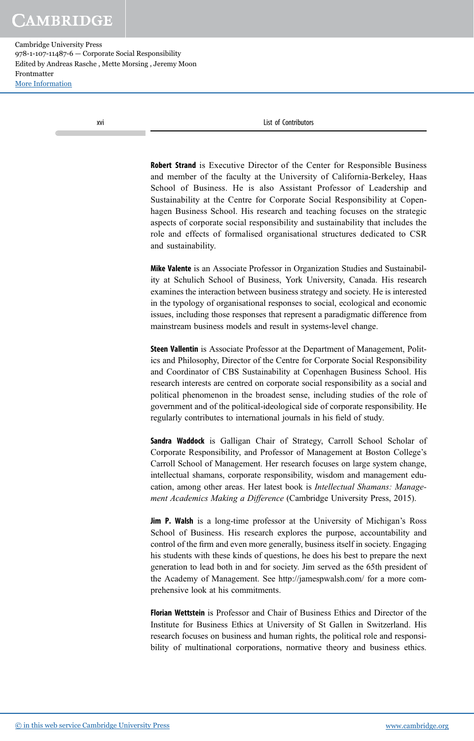**Robert Strand** is Executive Director of the Center for Responsible Business and member of the faculty at the University of California-Berkeley, Haas School of Business. He is also Assistant Professor of Leadership and Sustainability at the Centre for Corporate Social Responsibility at Copenhagen Business School. His research and teaching focuses on the strategic aspects of corporate social responsibility and sustainability that includes the role and effects of formalised organisational structures dedicated to CSR and sustainability.

**Mike Valente** is an Associate Professor in Organization Studies and Sustainability at Schulich School of Business, York University, Canada. His research examines the interaction between business strategy and society. He is interested in the typology of organisational responses to social, ecological and economic issues, including those responses that represent a paradigmatic difference from mainstream business models and result in systems-level change.

**Steen Vallentin** is Associate Professor at the Department of Management, Politics and Philosophy, Director of the Centre for Corporate Social Responsibility and Coordinator of CBS Sustainability at Copenhagen Business School. His research interests are centred on corporate social responsibility as a social and political phenomenon in the broadest sense, including studies of the role of government and of the political-ideological side of corporate responsibility. He regularly contributes to international journals in his field of study.

**Sandra Waddock** is Galligan Chair of Strategy, Carroll School Scholar of Corporate Responsibility, and Professor of Management at Boston College's Carroll School of Management. Her research focuses on large system change, intellectual shamans, corporate responsibility, wisdom and management education, among other areas. Her latest book is *Intellectual Shamans: Management Academics Making a Difference* (Cambridge University Press, 2015).

**Jim P. Walsh** is a long-time professor at the University of Michigan's Ross School of Business. His research explores the purpose, accountability and control of the firm and even more generally, business itself in society. Engaging his students with these kinds of questions, he does his best to prepare the next generation to lead both in and for society. Jim served as the 65th president of the Academy of Management. See http://jamespwalsh.com/ for a more comprehensive look at his commitments.

**Florian Wettstein** is Professor and Chair of Business Ethics and Director of the Institute for Business Ethics at University of St Gallen in Switzerland. His research focuses on business and human rights, the political role and responsibility of multinational corporations, normative theory and business ethics.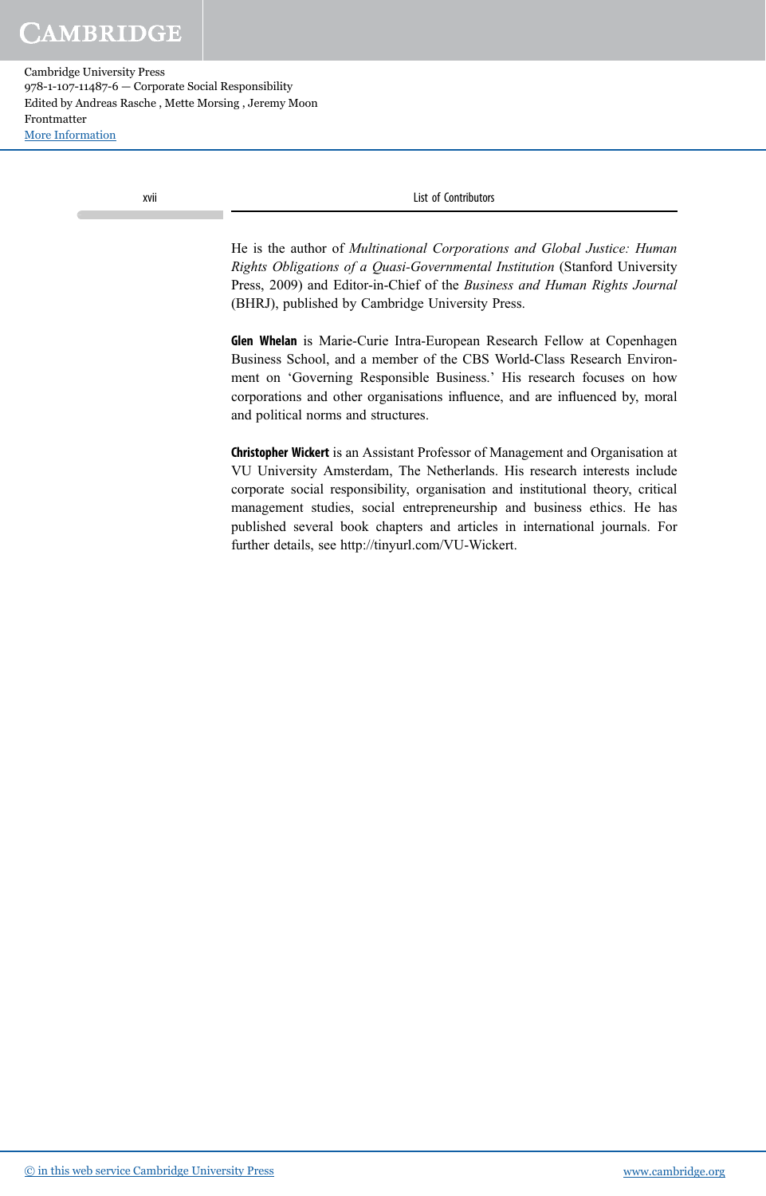He is the author of *Multinational Corporations and Global Justice: Human Rights Obligations of a Quasi-Governmental Institution* (Stanford University Press, 2009) and Editor-in-Chief of the *Business and Human Rights Journal* (BHRJ), published by Cambridge University Press.

**Glen Whelan** is Marie-Curie Intra-European Research Fellow at Copenhagen Business School, and a member of the CBS World-Class Research Environment on 'Governing Responsible Business.' His research focuses on how corporations and other organisations influence, and are influenced by, moral and political norms and structures.

**Christopher Wickert** is an Assistant Professor of Management and Organisation at VU University Amsterdam, The Netherlands. His research interests include corporate social responsibility, organisation and institutional theory, critical management studies, social entrepreneurship and business ethics. He has published several book chapters and articles in international journals. For further details, see http://tinyurl.com/VU-Wickert.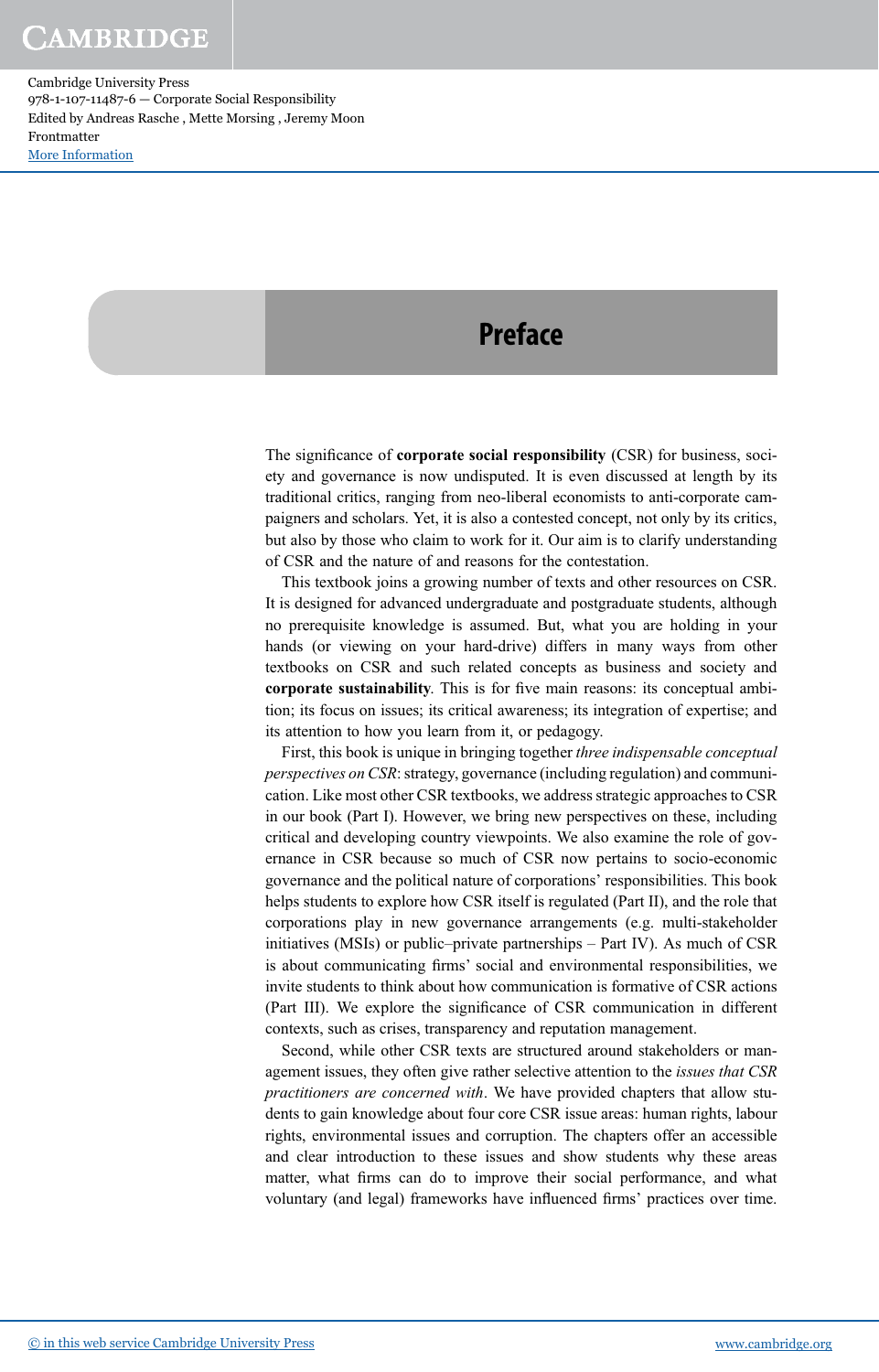# Preface

The significance of **corporate social responsibility** (CSR) for business, society and governance is now undisputed. It is even discussed at length by its traditional critics, ranging from neo-liberal economists to anti-corporate campaigners and scholars. Yet, it is also a contested concept, not only by its critics, but also by those who claim to work for it. Our aim is to clarify understanding of CSR and the nature of and reasons for the contestation.

This textbook joins a growing number of texts and other resources on CSR. It is designed for advanced undergraduate and postgraduate students, although no prerequisite knowledge is assumed. But, what you are holding in your hands (or viewing on your hard-drive) differs in many ways from other textbooks on CSR and such related concepts as business and society and **corporate sustainability**. This is for five main reasons: its conceptual ambition; its focus on issues; its critical awareness; its integration of expertise; and its attention to how you learn from it, or pedagogy.

First, this book is unique in bringing together *three indispensable conceptual perspectives on CSR*: strategy, governance (including regulation) and communication. Like most other CSR textbooks, we address strategic approaches to CSR in our book (Part I). However, we bring new perspectives on these, including critical and developing country viewpoints. We also examine the role of governance in CSR because so much of CSR now pertains to socio-economic governance and the political nature of corporations' responsibilities. This book helps students to explore how CSR itself is regulated (Part II), and the role that corporations play in new governance arrangements (e.g. multi-stakeholder initiatives (MSIs) or public–private partnerships – Part IV). As much of CSR is about communicating firms' social and environmental responsibilities, we invite students to think about how communication is formative of CSR actions (Part III). We explore the significance of CSR communication in different contexts, such as crises, transparency and reputation management.

Second, while other CSR texts are structured around stakeholders or management issues, they often give rather selective attention to the *issues that CSR practitioners are concerned with*. We have provided chapters that allow students to gain knowledge about four core CSR issue areas: human rights, labour rights, environmental issues and corruption. The chapters offer an accessible and clear introduction to these issues and show students why these areas matter, what firms can do to improve their social performance, and what voluntary (and legal) frameworks have influenced firms' practices over time.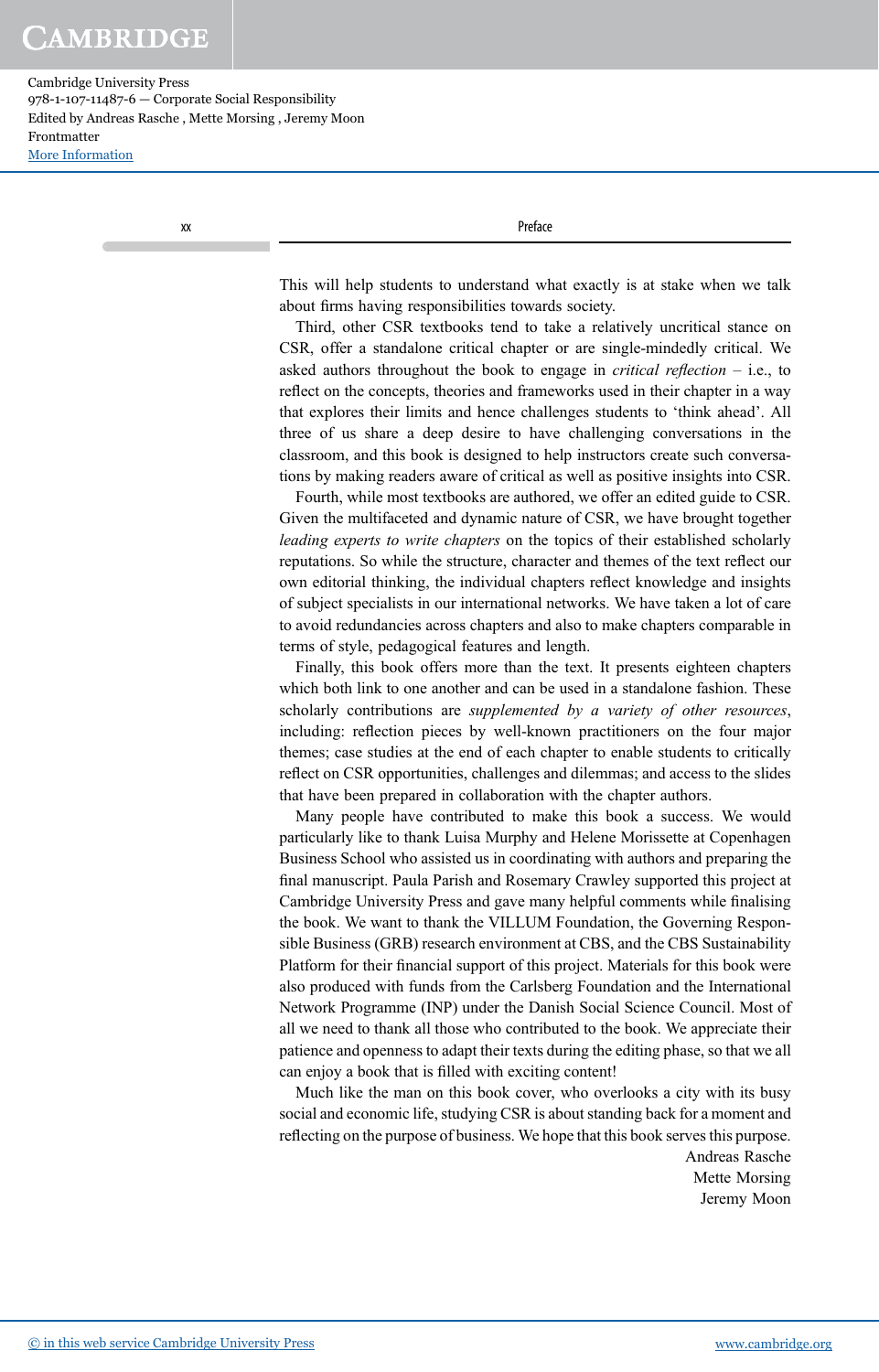This will help students to understand what exactly is at stake when we talk about firms having responsibilities towards society.

Third, other CSR textbooks tend to take a relatively uncritical stance on CSR, offer a standalone critical chapter or are single-mindedly critical. We asked authors throughout the book to engage in *critical reflection* – i.e., to reflect on the concepts, theories and frameworks used in their chapter in a way that explores their limits and hence challenges students to 'think ahead'. All three of us share a deep desire to have challenging conversations in the classroom, and this book is designed to help instructors create such conversations by making readers aware of critical as well as positive insights into CSR.

Fourth, while most textbooks are authored, we offer an edited guide to CSR. Given the multifaceted and dynamic nature of CSR, we have brought together *leading experts to write chapters* on the topics of their established scholarly reputations. So while the structure, character and themes of the text reflect our own editorial thinking, the individual chapters reflect knowledge and insights of subject specialists in our international networks. We have taken a lot of care to avoid redundancies across chapters and also to make chapters comparable in terms of style, pedagogical features and length.

Finally, this book offers more than the text. It presents eighteen chapters which both link to one another and can be used in a standalone fashion. These scholarly contributions are *supplemented by a variety of other resources*, including: reflection pieces by well-known practitioners on the four major themes; case studies at the end of each chapter to enable students to critically reflect on CSR opportunities, challenges and dilemmas; and access to the slides that have been prepared in collaboration with the chapter authors.

Many people have contributed to make this book a success. We would particularly like to thank Luisa Murphy and Helene Morissette at Copenhagen Business School who assisted us in coordinating with authors and preparing the final manuscript. Paula Parish and Rosemary Crawley supported this project at Cambridge University Press and gave many helpful comments while finalising the book. We want to thank the VILLUM Foundation, the Governing Responsible Business (GRB) research environment at CBS, and the CBS Sustainability Platform for their financial support of this project. Materials for this book were also produced with funds from the Carlsberg Foundation and the International Network Programme (INP) under the Danish Social Science Council. Most of all we need to thank all those who contributed to the book. We appreciate their patience and openness to adapt their texts during the editing phase, so that we all can enjoy a book that is filled with exciting content!

Much like the man on this book cover, who overlooks a city with its busy social and economic life, studying CSR is about standing back for a moment and reflecting on the purpose of business. We hope that this book serves this purpose.

Andreas Rasche
Mette Morsing
Jeremy Moon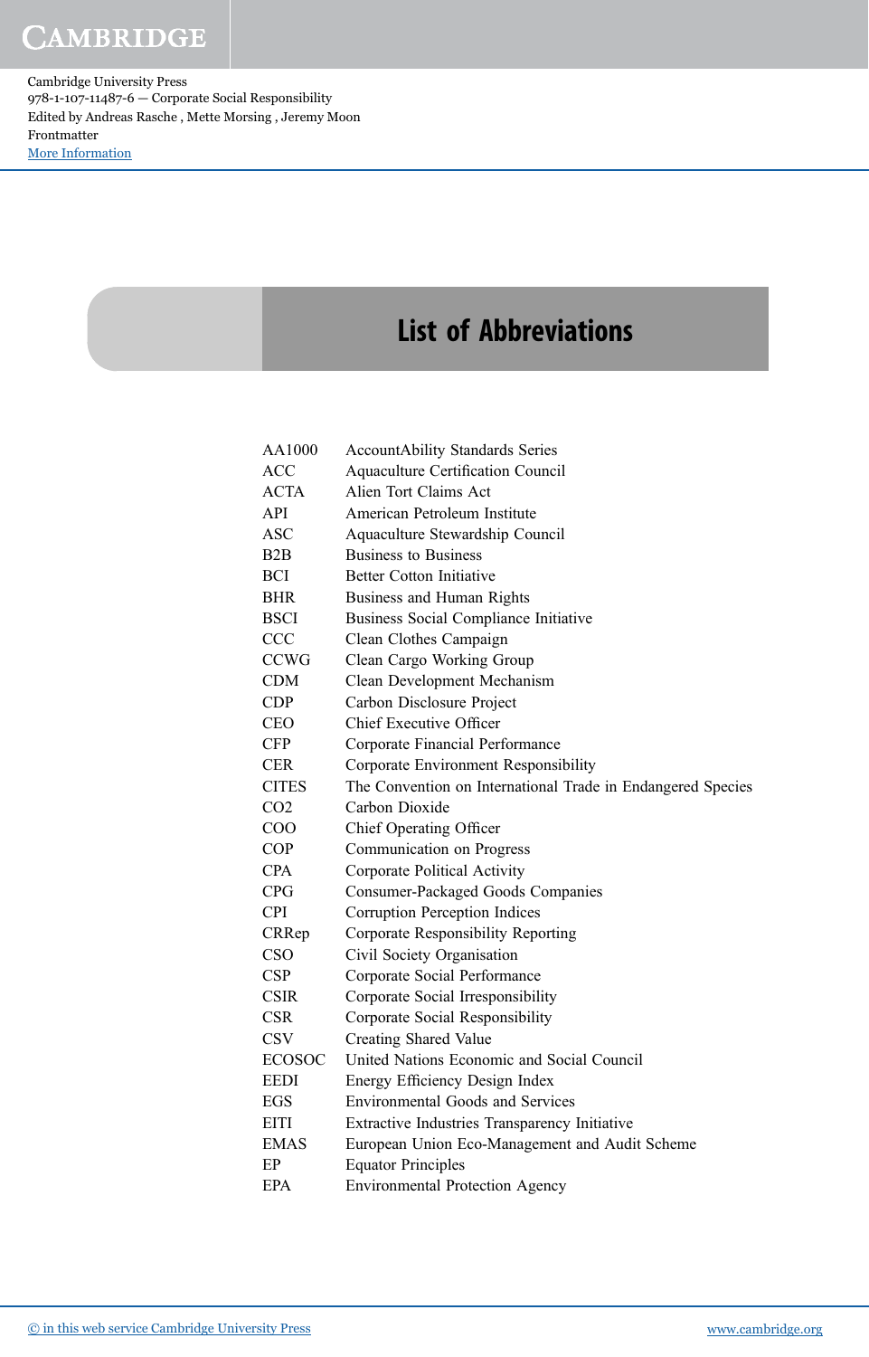# List of Abbreviations

| | |
|---|---|
| AA1000 | AccountAbility Standards Series |
| ACC | Aquaculture Certification Council |
| ACTA | Alien Tort Claims Act |
| API | American Petroleum Institute |
| ASC | Aquaculture Stewardship Council |
| B2B | Business to Business |
| BCI | Better Cotton Initiative |
| BHR | Business and Human Rights |
| BSCI | Business Social Compliance Initiative |
| CCC | Clean Clothes Campaign |
| CCWG | Clean Cargo Working Group |
| CDM | Clean Development Mechanism |
| CDP | Carbon Disclosure Project |
| CEO | Chief Executive Officer |
| CFP | Corporate Financial Performance |
| CER | Corporate Environment Responsibility |
| CITES | The Convention on International Trade in Endangered Species |
| CO2 | Carbon Dioxide |
| COO | Chief Operating Officer |
| COP | Communication on Progress |
| CPA | Corporate Political Activity |
| CPG | Consumer-Packaged Goods Companies |
| CPI | Corruption Perception Indices |
| CRRep | Corporate Responsibility Reporting |
| CSO | Civil Society Organisation |
| CSP | Corporate Social Performance |
| CSIR | Corporate Social Irresponsibility |
| CSR | Corporate Social Responsibility |
| CSV | Creating Shared Value |
| ECOSOC | United Nations Economic and Social Council |
| EEDI | Energy Efficiency Design Index |
| EGS | Environmental Goods and Services |
| EITI | Extractive Industries Transparency Initiative |
| EMAS | European Union Eco-Management and Audit Scheme |
| EP | Equator Principles |
| EPA | Environmental Protection Agency |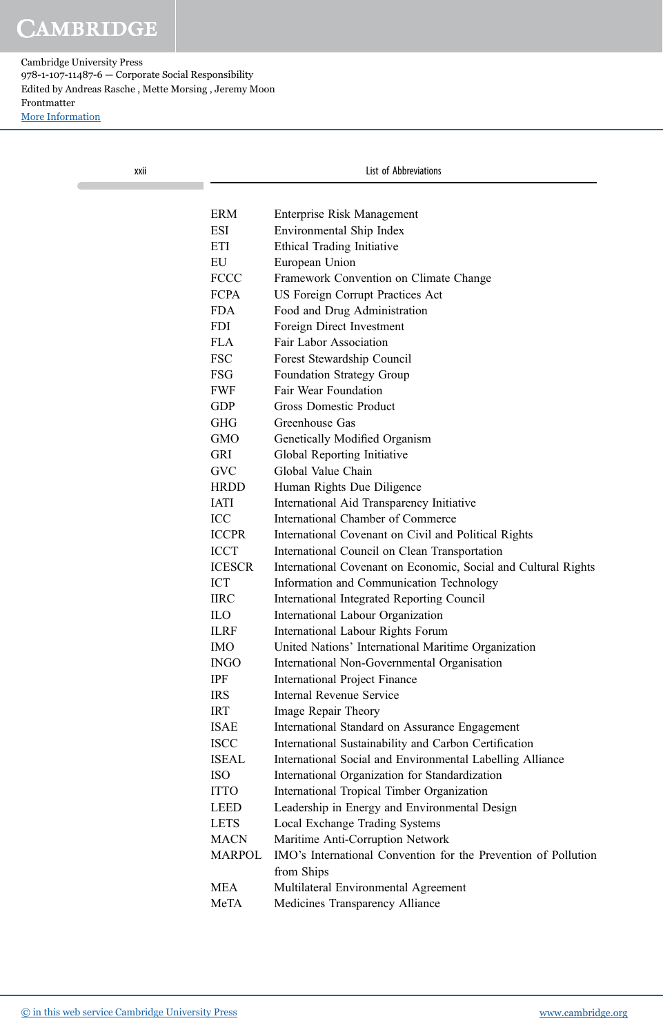| | |
|---|---|
| ERM | Enterprise Risk Management |
| ESI | Environmental Ship Index |
| ETI | Ethical Trading Initiative |
| EU | European Union |
| FCCC | Framework Convention on Climate Change |
| FCPA | US Foreign Corrupt Practices Act |
| FDA | Food and Drug Administration |
| FDI | Foreign Direct Investment |
| FLA | Fair Labor Association |
| FSC | Forest Stewardship Council |
| FSG | Foundation Strategy Group |
| FWF | Fair Wear Foundation |
| GDP | Gross Domestic Product |
| GHG | Greenhouse Gas |
| GMO | Genetically Modified Organism |
| GRI | Global Reporting Initiative |
| GVC | Global Value Chain |
| HRDD | Human Rights Due Diligence |
| IATI | International Aid Transparency Initiative |
| ICC | International Chamber of Commerce |
| ICCPR | International Covenant on Civil and Political Rights |
| ICCT | International Council on Clean Transportation |
| ICESCR | International Covenant on Economic, Social and Cultural Rights |
| ICT | Information and Communication Technology |
| IIRC | International Integrated Reporting Council |
| ILO | International Labour Organization |
| ILRF | International Labour Rights Forum |
| IMO | United Nations' International Maritime Organization |
| INGO | International Non-Governmental Organisation |
| IPF | International Project Finance |
| IRS | Internal Revenue Service |
| IRT | Image Repair Theory |
| ISAE | International Standard on Assurance Engagement |
| ISCC | International Sustainability and Carbon Certification |
| ISEAL | International Social and Environmental Labelling Alliance |
| ISO | International Organization for Standardization |
| ITTO | International Tropical Timber Organization |
| LEED | Leadership in Energy and Environmental Design |
| LETS | Local Exchange Trading Systems |
| MACN | Maritime Anti-Corruption Network |
| MARPOL | IMO's International Convention for the Prevention of Pollution from Ships |
| MEA | Multilateral Environmental Agreement |
| MeTA | Medicines Transparency Alliance |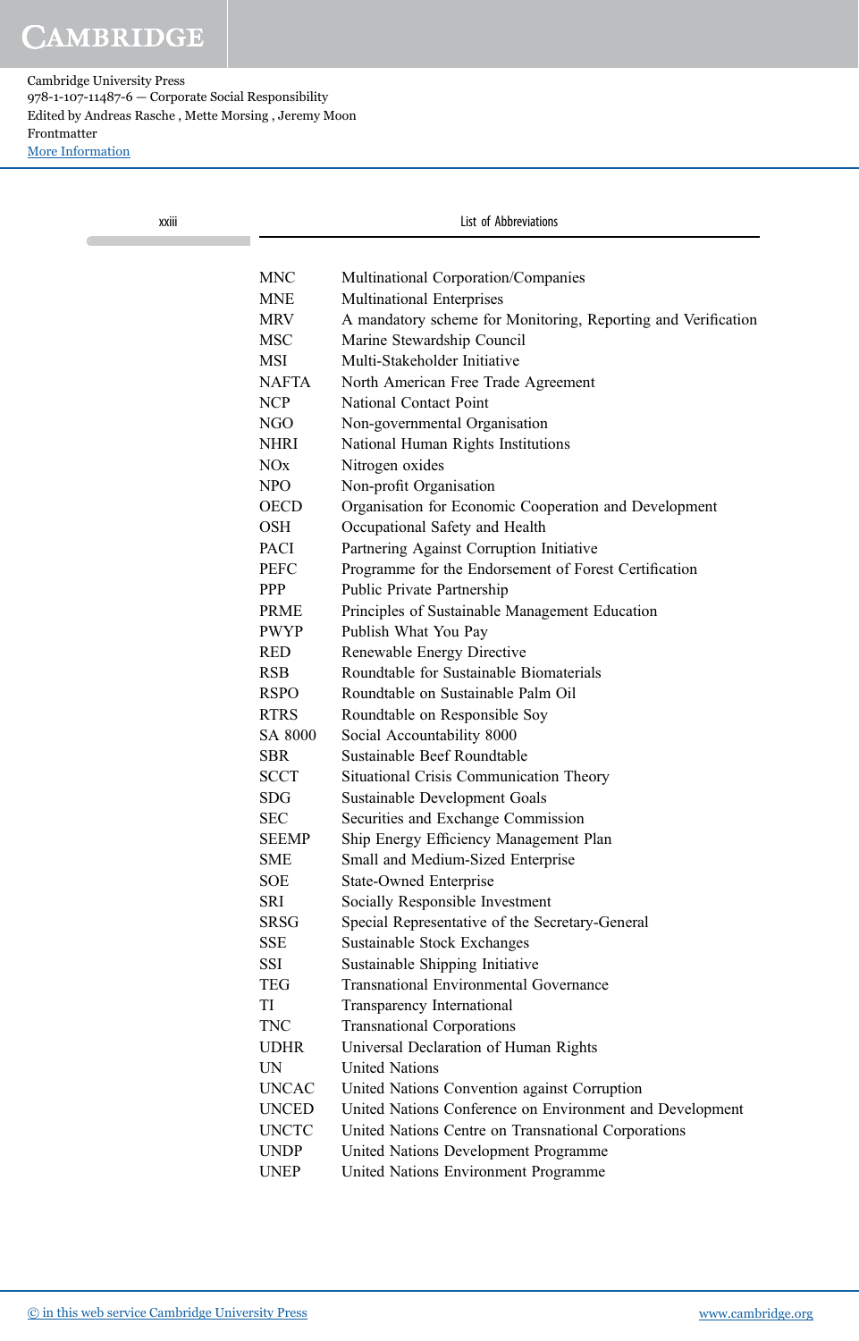| | |
|---|---|
| MNC | Multinational Corporation/Companies |
| MNE | Multinational Enterprises |
| MRV | A mandatory scheme for Monitoring, Reporting and Verification |
| MSC | Marine Stewardship Council |
| MSI | Multi-Stakeholder Initiative |
| NAFTA | North American Free Trade Agreement |
| NCP | National Contact Point |
| NGO | Non-governmental Organisation |
| NHRI | National Human Rights Institutions |
| NOx | Nitrogen oxides |
| NPO | Non-profit Organisation |
| OECD | Organisation for Economic Cooperation and Development |
| OSH | Occupational Safety and Health |
| PACI | Partnering Against Corruption Initiative |
| PEFC | Programme for the Endorsement of Forest Certification |
| PPP | Public Private Partnership |
| PRME | Principles of Sustainable Management Education |
| PWYP | Publish What You Pay |
| RED | Renewable Energy Directive |
| RSB | Roundtable for Sustainable Biomaterials |
| RSPO | Roundtable on Sustainable Palm Oil |
| RTRS | Roundtable on Responsible Soy |
| SA 8000 | Social Accountability 8000 |
| SBR | Sustainable Beef Roundtable |
| SCCT | Situational Crisis Communication Theory |
| SDG | Sustainable Development Goals |
| SEC | Securities and Exchange Commission |
| SEEMP | Ship Energy Efficiency Management Plan |
| SME | Small and Medium-Sized Enterprise |
| SOE | State-Owned Enterprise |
| SRI | Socially Responsible Investment |
| SRSG | Special Representative of the Secretary-General |
| SSE | Sustainable Stock Exchanges |
| SSI | Sustainable Shipping Initiative |
| TEG | Transnational Environmental Governance |
| TI | Transparency International |
| TNC | Transnational Corporations |
| UDHR | Universal Declaration of Human Rights |
| UN | United Nations |
| UNCAC | United Nations Convention against Corruption |
| UNCED | United Nations Conference on Environment and Development |
| UNCTC | United Nations Centre on Transnational Corporations |
| UNDP | United Nations Development Programme |
| UNEP | United Nations Environment Programme |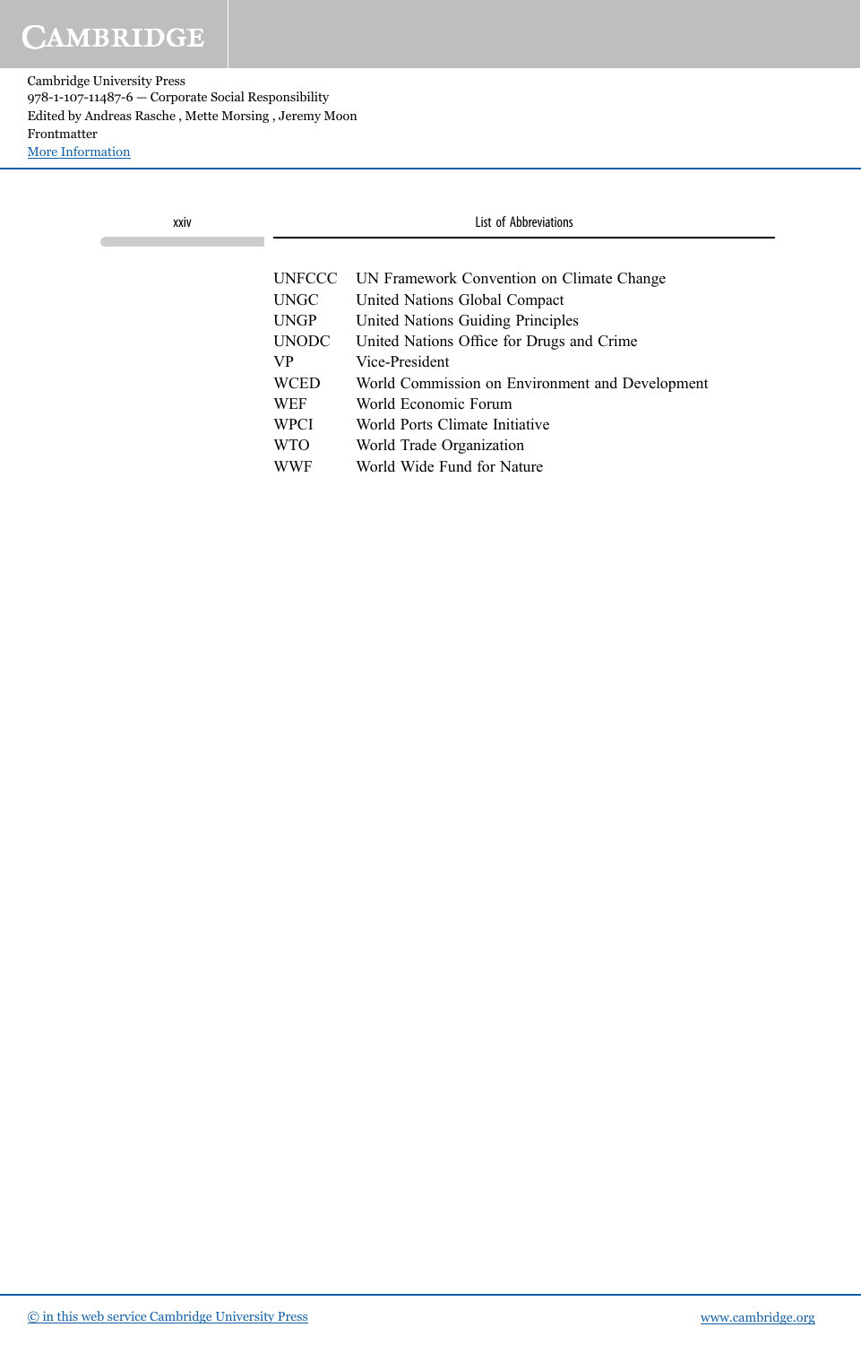| | |
|---|---|
| UNFCCC | UN Framework Convention on Climate Change |
| UNGC | United Nations Global Compact |
| UNGP | United Nations Guiding Principles |
| UNODC | United Nations Office for Drugs and Crime |
| VP | Vice-President |
| WCED | World Commission on Environment and Development |
| WEF | World Economic Forum |
| WPCI | World Ports Climate Initiative |
| WTO | World Trade Organization |
| WWF | World Wide Fund for Nature |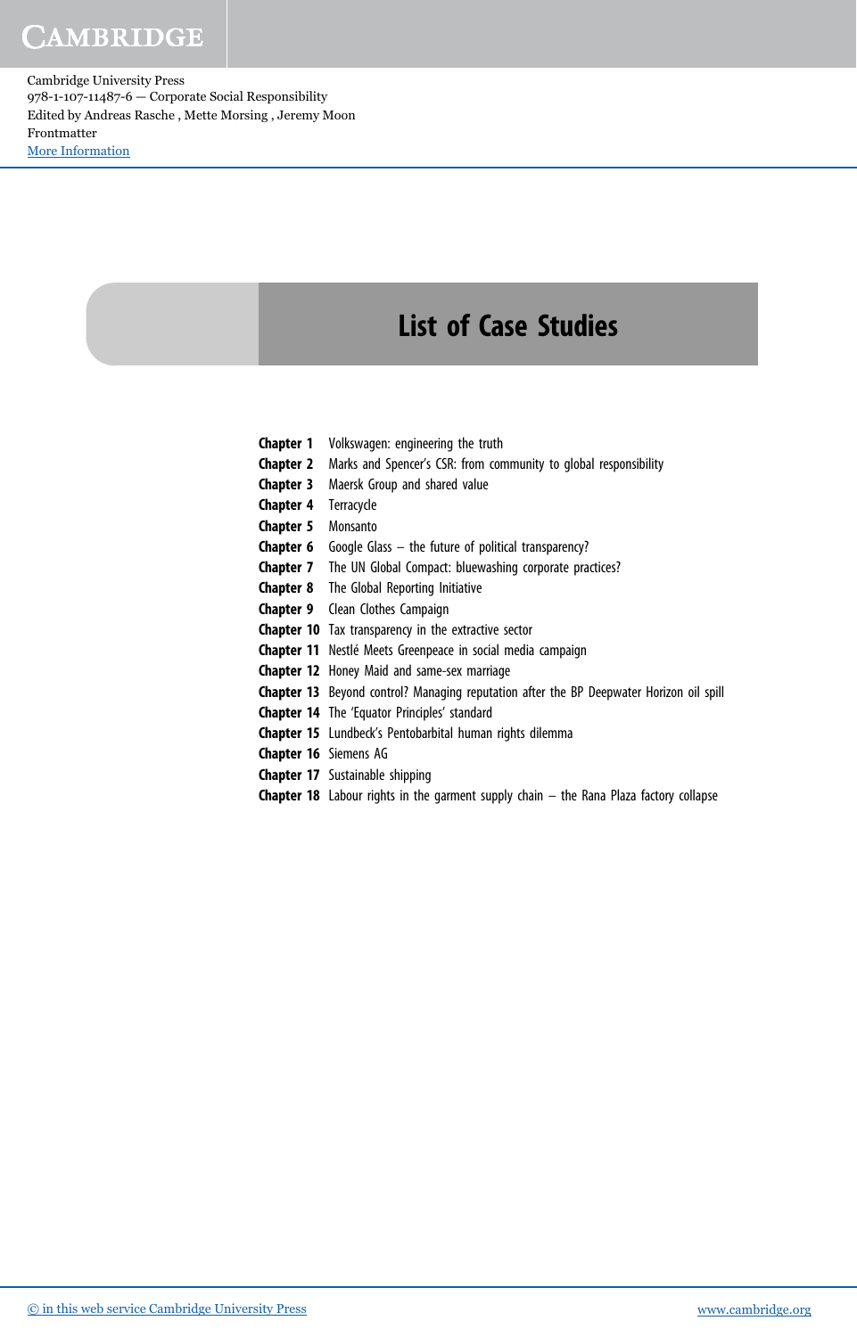# List of Case Studies

**Chapter 1** Volkswagen: engineering the truth
**Chapter 2** Marks and Spencer's CSR: from community to global responsibility
**Chapter 3** Maersk Group and shared value
**Chapter 4** Terracycle
**Chapter 5** Monsanto
**Chapter 6** Google Glass – the future of political transparency?
**Chapter 7** The UN Global Compact: bluewashing corporate practices?
**Chapter 8** The Global Reporting Initiative
**Chapter 9** Clean Clothes Campaign
**Chapter 10** Tax transparency in the extractive sector
**Chapter 11** Nestlé Meets Greenpeace in social media campaign
**Chapter 12** Honey Maid and same-sex marriage
**Chapter 13** Beyond control? Managing reputation after the BP Deepwater Horizon oil spill
**Chapter 14** The 'Equator Principles' standard
**Chapter 15** Lundbeck's Pentobarbital human rights dilemma
**Chapter 16** Siemens AG
**Chapter 17** Sustainable shipping
**Chapter 18** Labour rights in the garment supply chain – the Rana Plaza factory collapse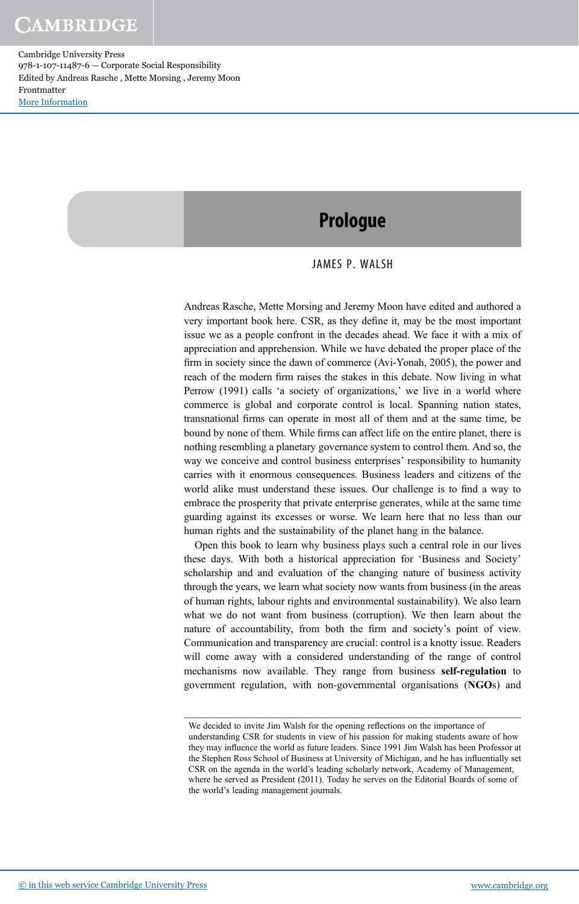# Prologue

JAMES P. WALSH

Andreas Rasche, Mette Morsing and Jeremy Moon have edited and authored a very important book here. CSR, as they define it, may be the most important issue we as a people confront in the decades ahead. We face it with a mix of appreciation and apprehension. While we have debated the proper place of the firm in society since the dawn of commerce (Avi-Yonah, 2005), the power and reach of the modern firm raises the stakes in this debate. Now living in what Perrow (1991) calls 'a society of organizations,' we live in a world where commerce is global and corporate control is local. Spanning nation states, transnational firms can operate in most all of them and at the same time, be bound by none of them. While firms can affect life on the entire planet, there is nothing resembling a planetary governance system to control them. And so, the way we conceive and control business enterprises' responsibility to humanity carries with it enormous consequences. Business leaders and citizens of the world alike must understand these issues. Our challenge is to find a way to embrace the prosperity that private enterprise generates, while at the same time guarding against its excesses or worse. We learn here that no less than our human rights and the sustainability of the planet hang in the balance.

Open this book to learn why business plays such a central role in our lives these days. With both a historical appreciation for 'Business and Society' scholarship and and evaluation of the changing nature of business activity through the years, we learn what society now wants from business (in the areas of human rights, labour rights and environmental sustainability). We also learn what we do not want from business (corruption). We then learn about the nature of accountability, from both the firm and society's point of view. Communication and transparency are crucial: control is a knotty issue. Readers will come away with a considered understanding of the range of control mechanisms now available. They range from business **self-regulation** to government regulation, with non-governmental organisations (**NGO**s) and

We decided to invite Jim Walsh for the opening reflections on the importance of understanding CSR for students in view of his passion for making students aware of how they may influence the world as future leaders. Since 1991 Jim Walsh has been Professor at the Stephen Ross School of Business at University of Michigan, and he has influentially set CSR on the agenda in the world's leading scholarly network, Academy of Management, where he served as President (2011). Today he serves on the Editorial Boards of some of the world's leading management journals.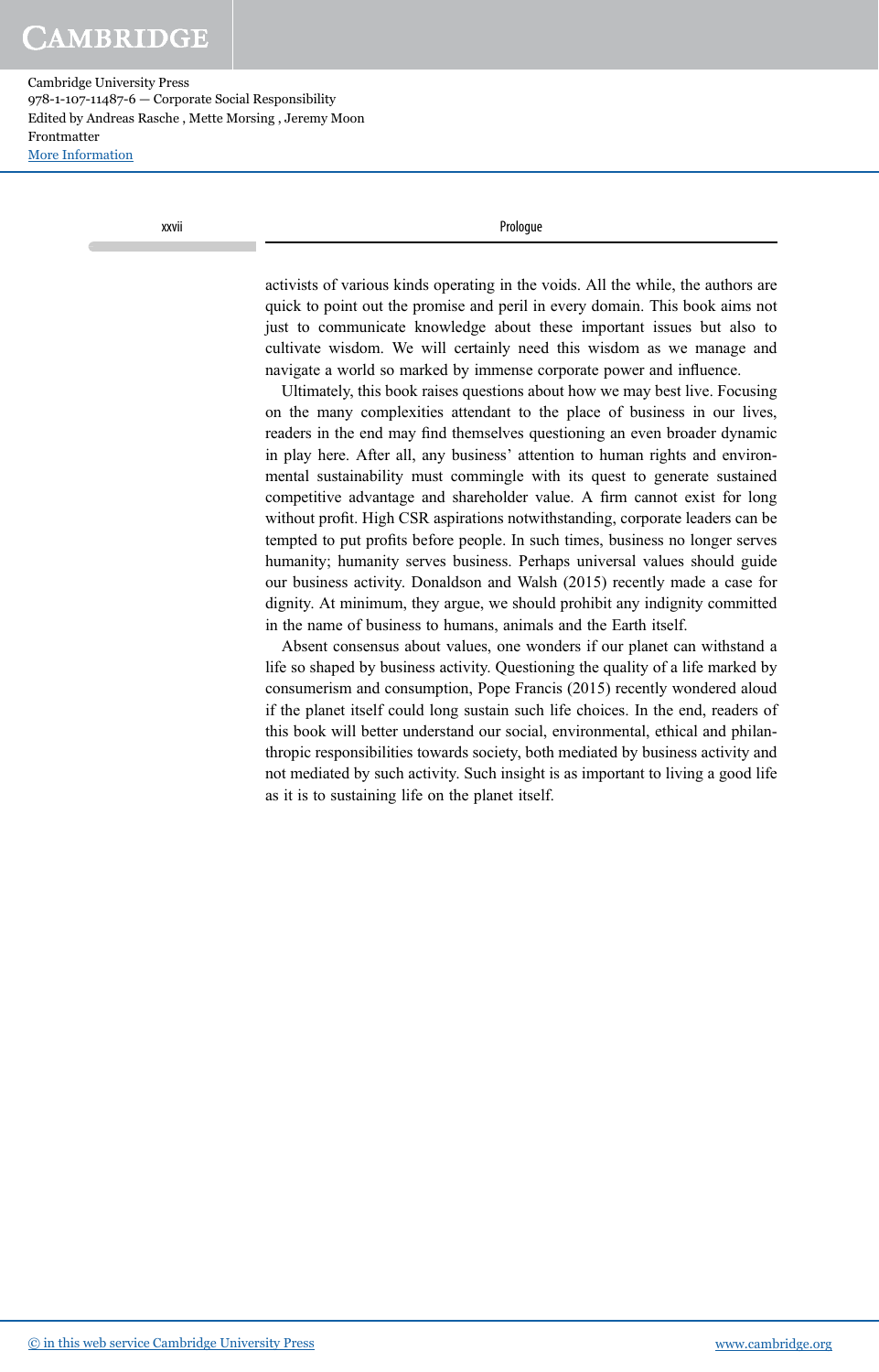activists of various kinds operating in the voids. All the while, the authors are quick to point out the promise and peril in every domain. This book aims not just to communicate knowledge about these important issues but also to cultivate wisdom. We will certainly need this wisdom as we manage and navigate a world so marked by immense corporate power and influence.

Ultimately, this book raises questions about how we may best live. Focusing on the many complexities attendant to the place of business in our lives, readers in the end may find themselves questioning an even broader dynamic in play here. After all, any business' attention to human rights and environmental sustainability must commingle with its quest to generate sustained competitive advantage and shareholder value. A firm cannot exist for long without profit. High CSR aspirations notwithstanding, corporate leaders can be tempted to put profits before people. In such times, business no longer serves humanity; humanity serves business. Perhaps universal values should guide our business activity. Donaldson and Walsh (2015) recently made a case for dignity. At minimum, they argue, we should prohibit any indignity committed in the name of business to humans, animals and the Earth itself.

Absent consensus about values, one wonders if our planet can withstand a life so shaped by business activity. Questioning the quality of a life marked by consumerism and consumption, Pope Francis (2015) recently wondered aloud if the planet itself could long sustain such life choices. In the end, readers of this book will better understand our social, environmental, ethical and philanthropic responsibilities towards society, both mediated by business activity and not mediated by such activity. Such insight is as important to living a good life as it is to sustaining life on the planet itself.